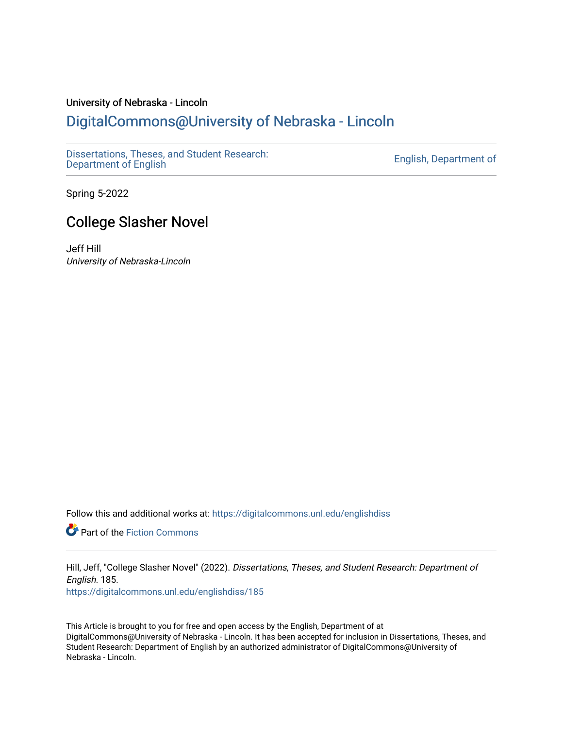University of Nebraska - Lincoln

# DigitalCommons@University of Nebraska - Lincoln

Dissertations, Theses, and Student Research: Department of English

English, Department of

Spring 5-2022

## College Slasher Novel

Jeff Hill
*University of Nebraska-Lincoln*

Follow this and additional works at: https://digitalcommons.unl.edu/englishdiss

Part of the Fiction Commons

Hill, Jeff, "College Slasher Novel" (2022). *Dissertations, Theses, and Student Research: Department of English*. 185.
https://digitalcommons.unl.edu/englishdiss/185

This Article is brought to you for free and open access by the English, Department of at DigitalCommons@University of Nebraska - Lincoln. It has been accepted for inclusion in Dissertations, Theses, and Student Research: Department of English by an authorized administrator of DigitalCommons@University of Nebraska - Lincoln.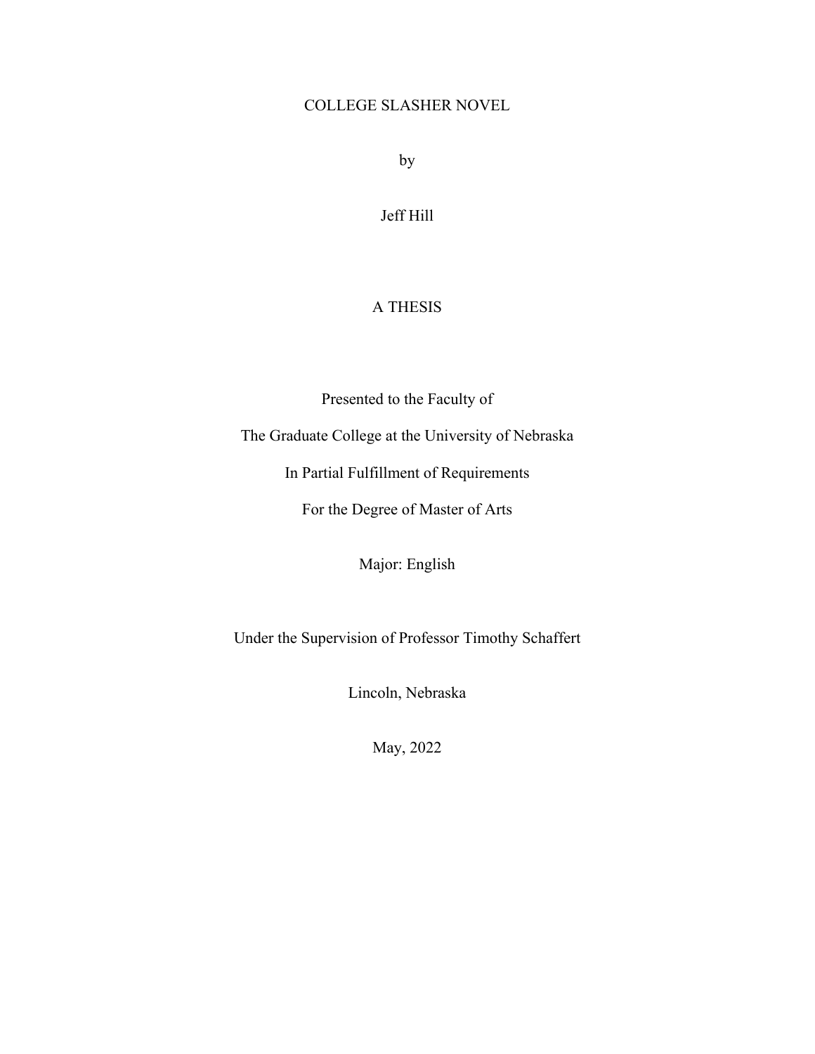COLLEGE SLASHER NOVEL

by

Jeff Hill

A THESIS

Presented to the Faculty of

The Graduate College at the University of Nebraska

In Partial Fulfillment of Requirements

For the Degree of Master of Arts

Major: English

Under the Supervision of Professor Timothy Schaffert

Lincoln, Nebraska

May, 2022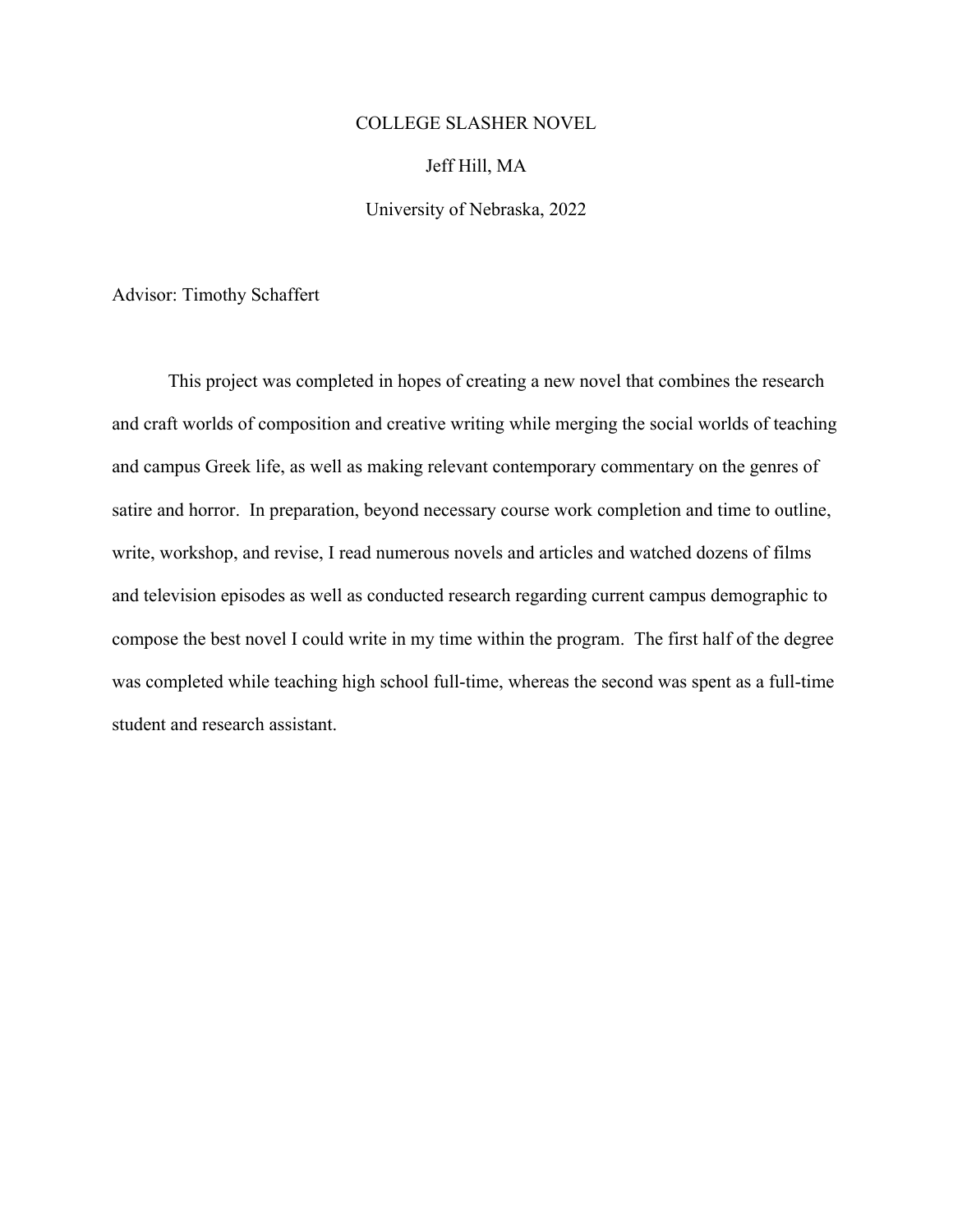COLLEGE SLASHER NOVEL

Jeff Hill, MA

University of Nebraska, 2022

Advisor: Timothy Schaffert

This project was completed in hopes of creating a new novel that combines the research and craft worlds of composition and creative writing while merging the social worlds of teaching and campus Greek life, as well as making relevant contemporary commentary on the genres of satire and horror. In preparation, beyond necessary course work completion and time to outline, write, workshop, and revise, I read numerous novels and articles and watched dozens of films and television episodes as well as conducted research regarding current campus demographic to compose the best novel I could write in my time within the program. The first half of the degree was completed while teaching high school full-time, whereas the second was spent as a full-time student and research assistant.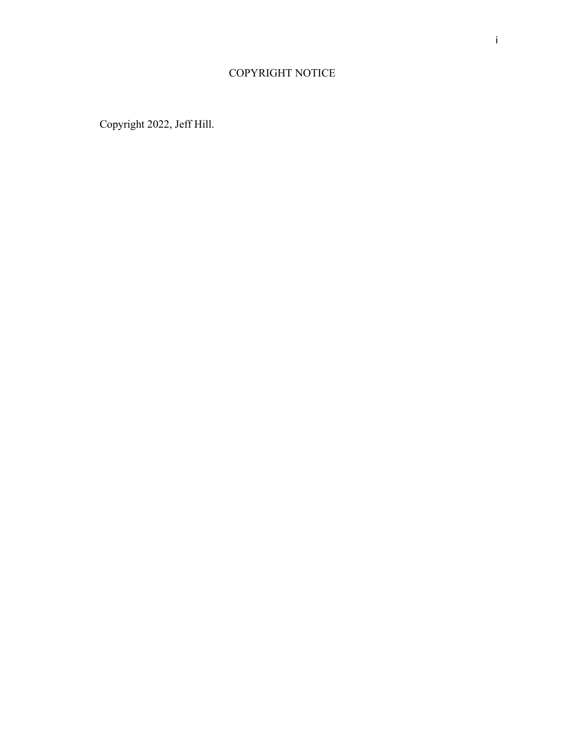# COPYRIGHT NOTICE

Copyright 2022, Jeff Hill.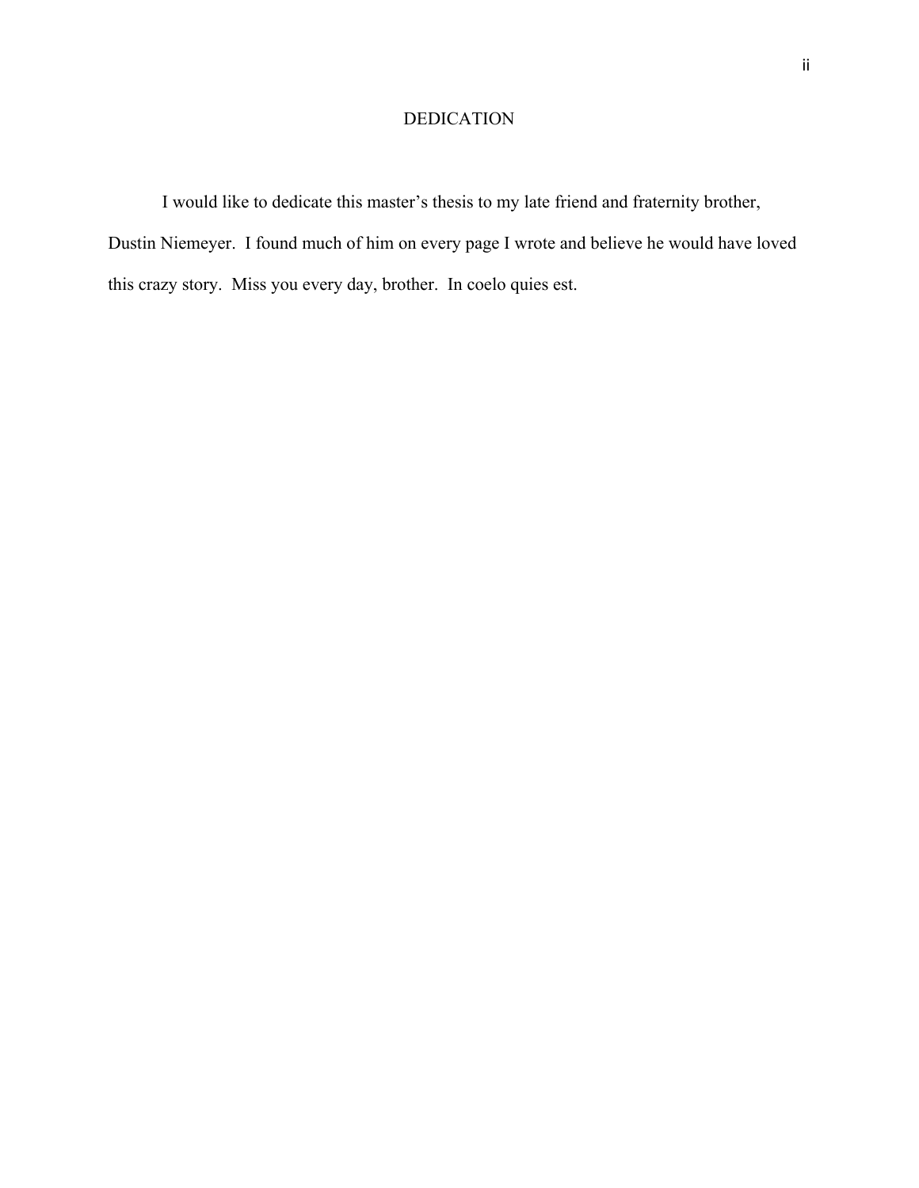# DEDICATION

I would like to dedicate this master's thesis to my late friend and fraternity brother, Dustin Niemeyer. I found much of him on every page I wrote and believe he would have loved this crazy story. Miss you every day, brother. In coelo quies est.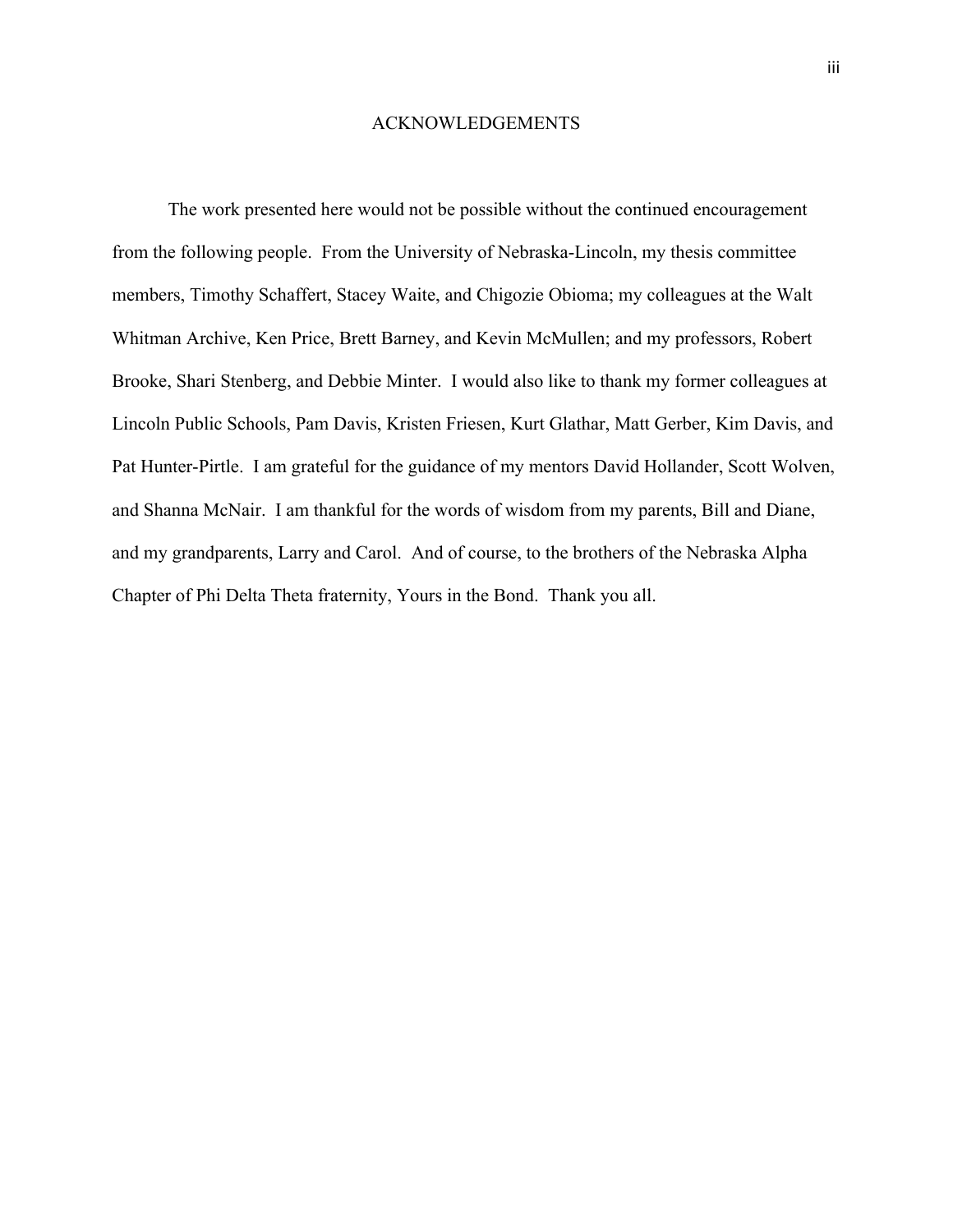# ACKNOWLEDGEMENTS

The work presented here would not be possible without the continued encouragement from the following people. From the University of Nebraska-Lincoln, my thesis committee members, Timothy Schaffert, Stacey Waite, and Chigozie Obioma; my colleagues at the Walt Whitman Archive, Ken Price, Brett Barney, and Kevin McMullen; and my professors, Robert Brooke, Shari Stenberg, and Debbie Minter. I would also like to thank my former colleagues at Lincoln Public Schools, Pam Davis, Kristen Friesen, Kurt Glathar, Matt Gerber, Kim Davis, and Pat Hunter-Pirtle. I am grateful for the guidance of my mentors David Hollander, Scott Wolven, and Shanna McNair. I am thankful for the words of wisdom from my parents, Bill and Diane, and my grandparents, Larry and Carol. And of course, to the brothers of the Nebraska Alpha Chapter of Phi Delta Theta fraternity, Yours in the Bond. Thank you all.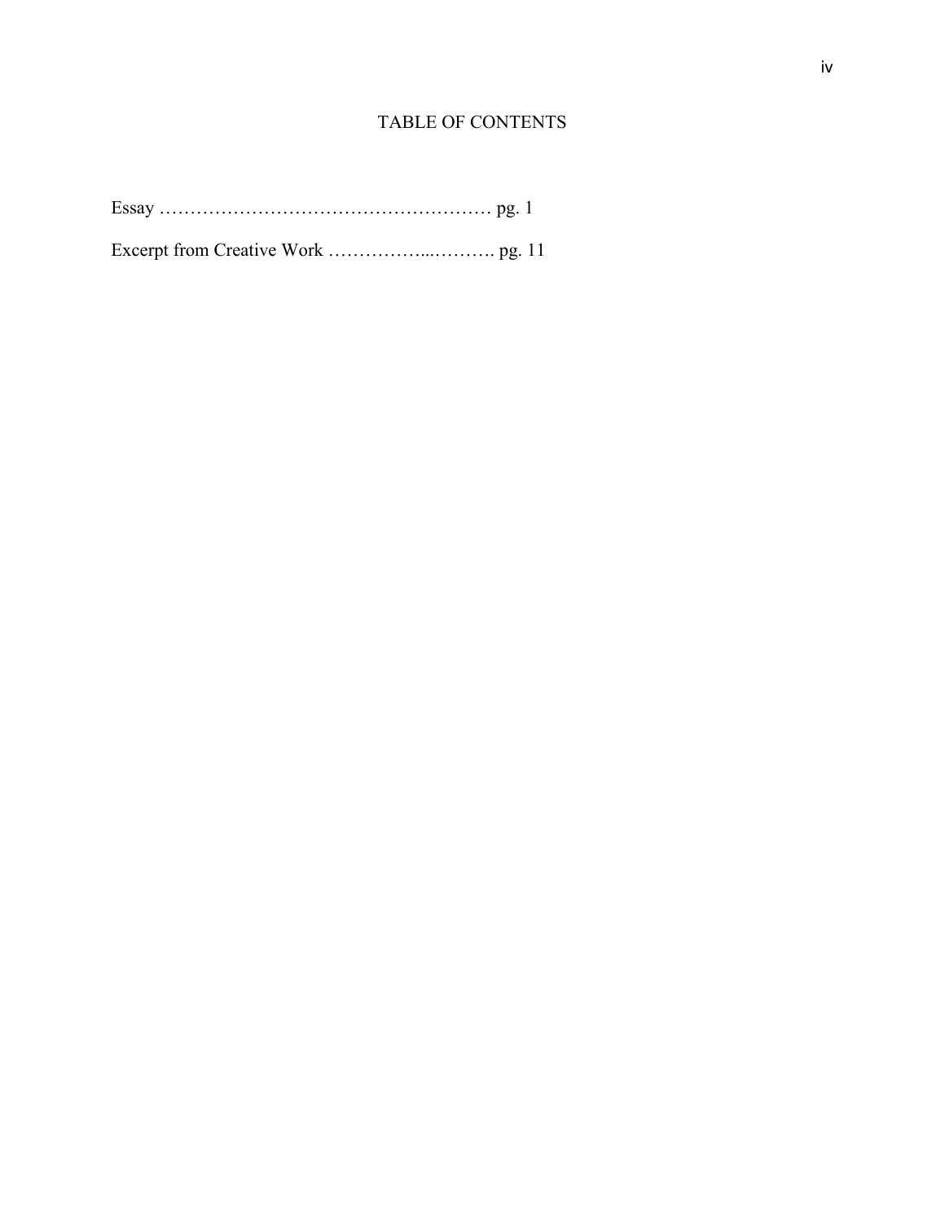# TABLE OF CONTENTS

Essay ……………………………………………… pg. 1

Excerpt from Creative Work ……………...………. pg. 11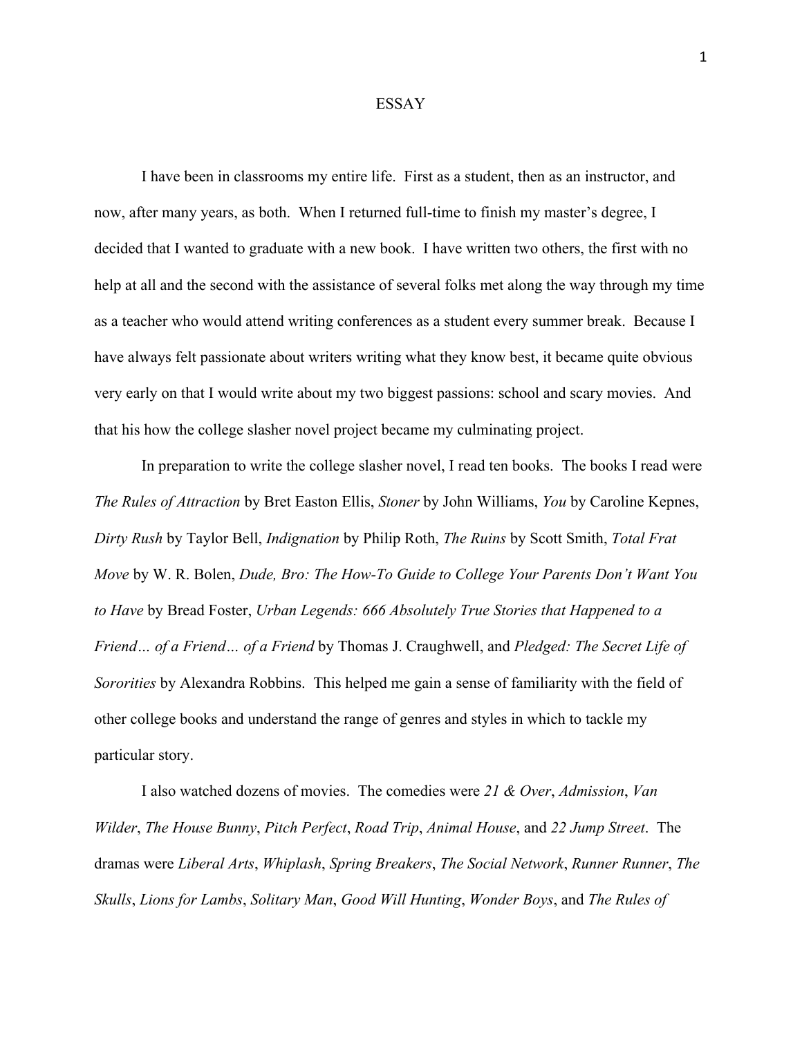ESSAY

I have been in classrooms my entire life. First as a student, then as an instructor, and now, after many years, as both. When I returned full-time to finish my master's degree, I decided that I wanted to graduate with a new book. I have written two others, the first with no help at all and the second with the assistance of several folks met along the way through my time as a teacher who would attend writing conferences as a student every summer break. Because I have always felt passionate about writers writing what they know best, it became quite obvious very early on that I would write about my two biggest passions: school and scary movies. And that his how the college slasher novel project became my culminating project.

In preparation to write the college slasher novel, I read ten books. The books I read were *The Rules of Attraction* by Bret Easton Ellis, *Stoner* by John Williams, *You* by Caroline Kepnes, *Dirty Rush* by Taylor Bell, *Indignation* by Philip Roth, *The Ruins* by Scott Smith, *Total Frat Move* by W. R. Bolen, *Dude, Bro: The How-To Guide to College Your Parents Don't Want You to Have* by Bread Foster, *Urban Legends: 666 Absolutely True Stories that Happened to a Friend… of a Friend… of a Friend* by Thomas J. Craughwell, and *Pledged: The Secret Life of Sororities* by Alexandra Robbins. This helped me gain a sense of familiarity with the field of other college books and understand the range of genres and styles in which to tackle my particular story.

I also watched dozens of movies. The comedies were *21 & Over*, *Admission*, *Van Wilder*, *The House Bunny*, *Pitch Perfect*, *Road Trip*, *Animal House*, and *22 Jump Street*. The dramas were *Liberal Arts*, *Whiplash*, *Spring Breakers*, *The Social Network*, *Runner Runner*, *The Skulls*, *Lions for Lambs*, *Solitary Man*, *Good Will Hunting*, *Wonder Boys*, and *The Rules of*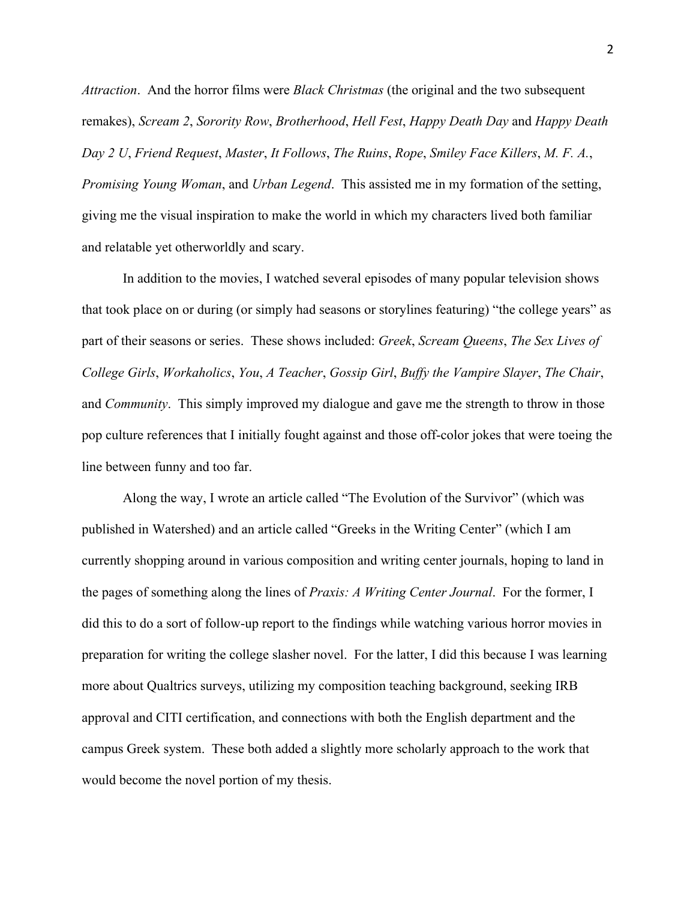*Attraction*. And the horror films were *Black Christmas* (the original and the two subsequent remakes), *Scream 2*, *Sorority Row*, *Brotherhood*, *Hell Fest*, *Happy Death Day* and *Happy Death Day 2 U*, *Friend Request*, *Master*, *It Follows*, *The Ruins*, *Rope*, *Smiley Face Killers*, *M. F. A.*, *Promising Young Woman*, and *Urban Legend*. This assisted me in my formation of the setting, giving me the visual inspiration to make the world in which my characters lived both familiar and relatable yet otherworldly and scary.

In addition to the movies, I watched several episodes of many popular television shows that took place on or during (or simply had seasons or storylines featuring) "the college years" as part of their seasons or series. These shows included: *Greek*, *Scream Queens*, *The Sex Lives of College Girls*, *Workaholics*, *You*, *A Teacher*, *Gossip Girl*, *Buffy the Vampire Slayer*, *The Chair*, and *Community*. This simply improved my dialogue and gave me the strength to throw in those pop culture references that I initially fought against and those off-color jokes that were toeing the line between funny and too far.

Along the way, I wrote an article called "The Evolution of the Survivor" (which was published in Watershed) and an article called "Greeks in the Writing Center" (which I am currently shopping around in various composition and writing center journals, hoping to land in the pages of something along the lines of *Praxis: A Writing Center Journal*. For the former, I did this to do a sort of follow-up report to the findings while watching various horror movies in preparation for writing the college slasher novel. For the latter, I did this because I was learning more about Qualtrics surveys, utilizing my composition teaching background, seeking IRB approval and CITI certification, and connections with both the English department and the campus Greek system. These both added a slightly more scholarly approach to the work that would become the novel portion of my thesis.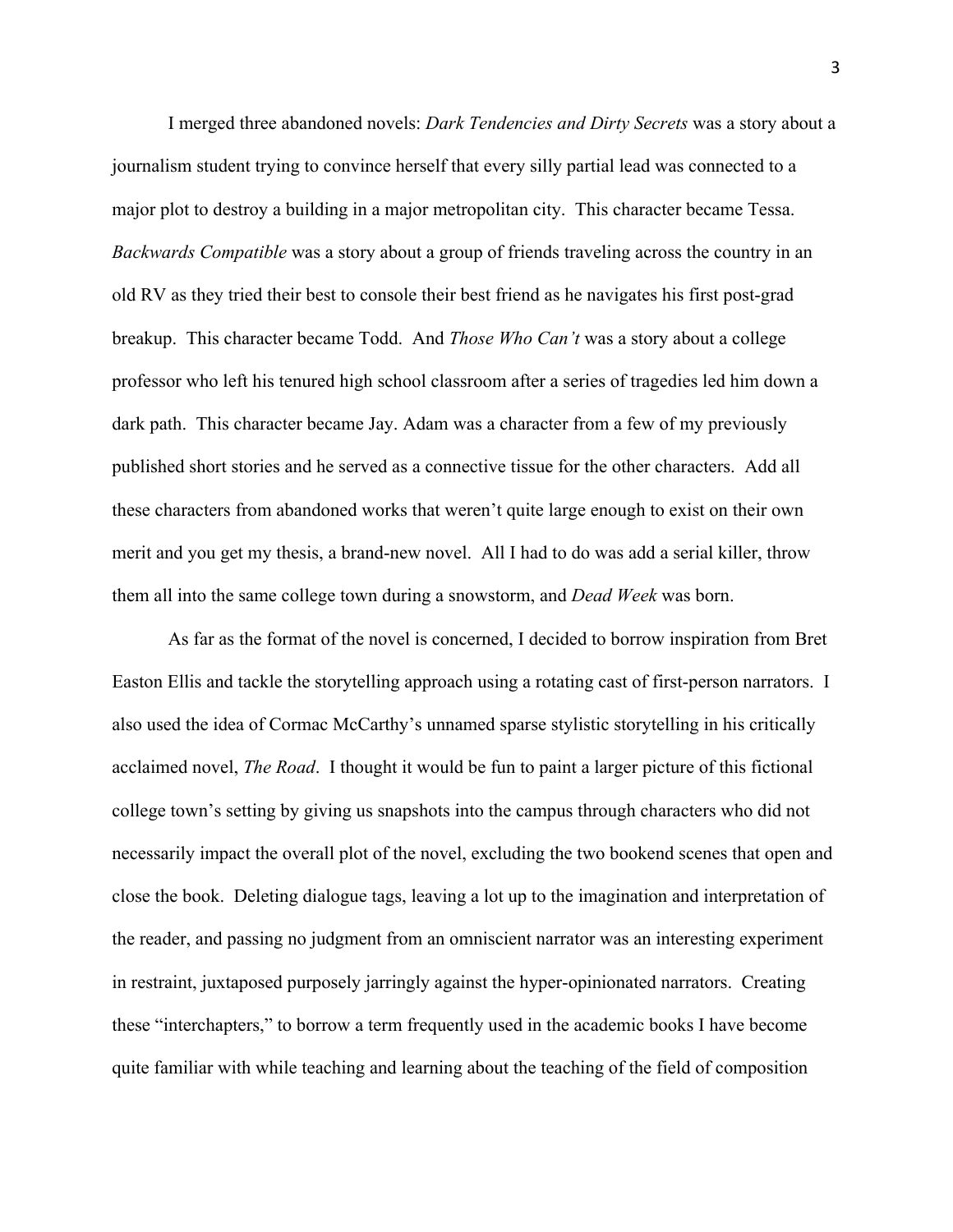I merged three abandoned novels: *Dark Tendencies and Dirty Secrets* was a story about a journalism student trying to convince herself that every silly partial lead was connected to a major plot to destroy a building in a major metropolitan city. This character became Tessa. *Backwards Compatible* was a story about a group of friends traveling across the country in an old RV as they tried their best to console their best friend as he navigates his first post-grad breakup. This character became Todd. And *Those Who Can't* was a story about a college professor who left his tenured high school classroom after a series of tragedies led him down a dark path. This character became Jay. Adam was a character from a few of my previously published short stories and he served as a connective tissue for the other characters. Add all these characters from abandoned works that weren't quite large enough to exist on their own merit and you get my thesis, a brand-new novel. All I had to do was add a serial killer, throw them all into the same college town during a snowstorm, and *Dead Week* was born.

As far as the format of the novel is concerned, I decided to borrow inspiration from Bret Easton Ellis and tackle the storytelling approach using a rotating cast of first-person narrators. I also used the idea of Cormac McCarthy's unnamed sparse stylistic storytelling in his critically acclaimed novel, *The Road*. I thought it would be fun to paint a larger picture of this fictional college town's setting by giving us snapshots into the campus through characters who did not necessarily impact the overall plot of the novel, excluding the two bookend scenes that open and close the book. Deleting dialogue tags, leaving a lot up to the imagination and interpretation of the reader, and passing no judgment from an omniscient narrator was an interesting experiment in restraint, juxtaposed purposely jarringly against the hyper-opinionated narrators. Creating these "interchapters," to borrow a term frequently used in the academic books I have become quite familiar with while teaching and learning about the teaching of the field of composition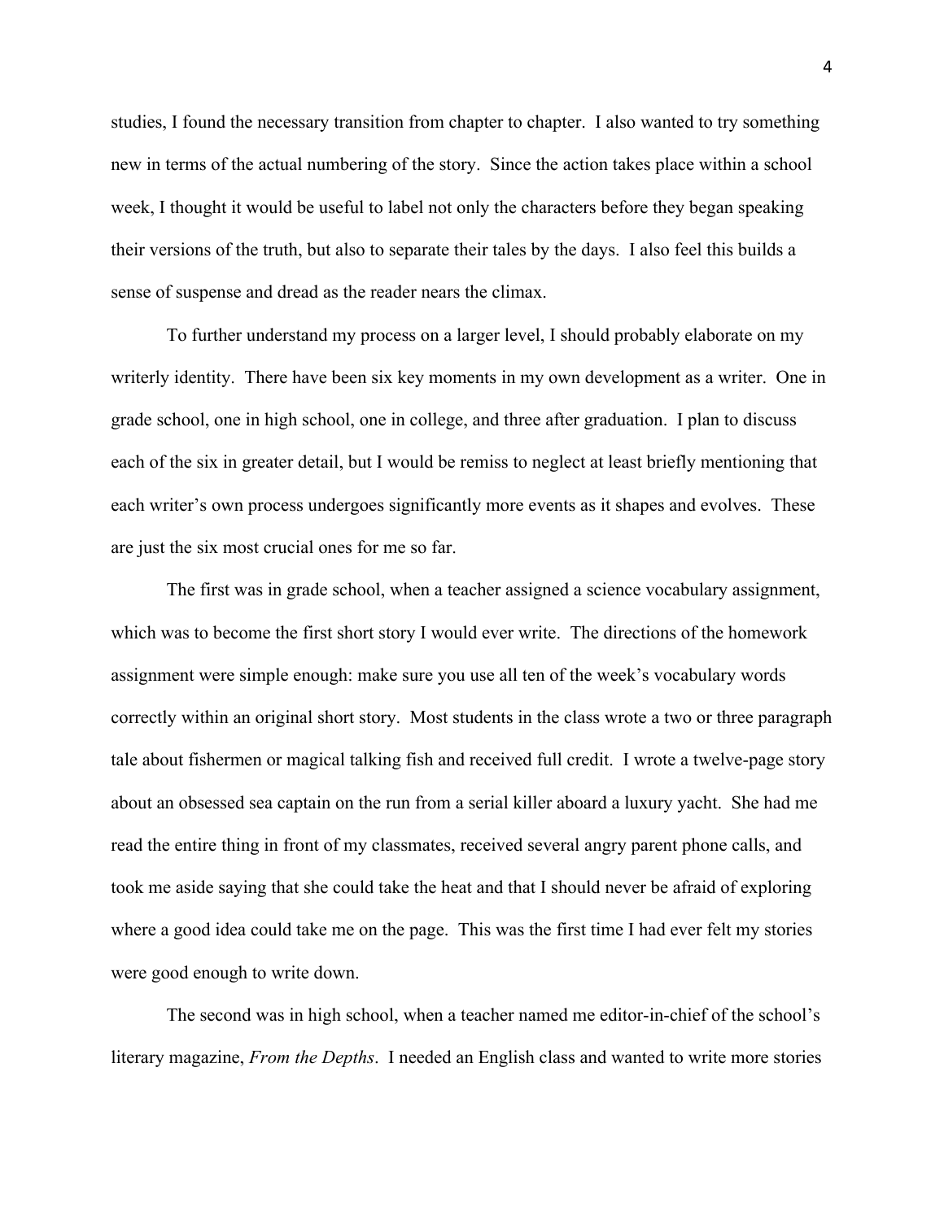studies, I found the necessary transition from chapter to chapter. I also wanted to try something new in terms of the actual numbering of the story. Since the action takes place within a school week, I thought it would be useful to label not only the characters before they began speaking their versions of the truth, but also to separate their tales by the days. I also feel this builds a sense of suspense and dread as the reader nears the climax.

To further understand my process on a larger level, I should probably elaborate on my writerly identity. There have been six key moments in my own development as a writer. One in grade school, one in high school, one in college, and three after graduation. I plan to discuss each of the six in greater detail, but I would be remiss to neglect at least briefly mentioning that each writer's own process undergoes significantly more events as it shapes and evolves. These are just the six most crucial ones for me so far.

The first was in grade school, when a teacher assigned a science vocabulary assignment, which was to become the first short story I would ever write. The directions of the homework assignment were simple enough: make sure you use all ten of the week's vocabulary words correctly within an original short story. Most students in the class wrote a two or three paragraph tale about fishermen or magical talking fish and received full credit. I wrote a twelve-page story about an obsessed sea captain on the run from a serial killer aboard a luxury yacht. She had me read the entire thing in front of my classmates, received several angry parent phone calls, and took me aside saying that she could take the heat and that I should never be afraid of exploring where a good idea could take me on the page. This was the first time I had ever felt my stories were good enough to write down.

The second was in high school, when a teacher named me editor-in-chief of the school's literary magazine, *From the Depths*. I needed an English class and wanted to write more stories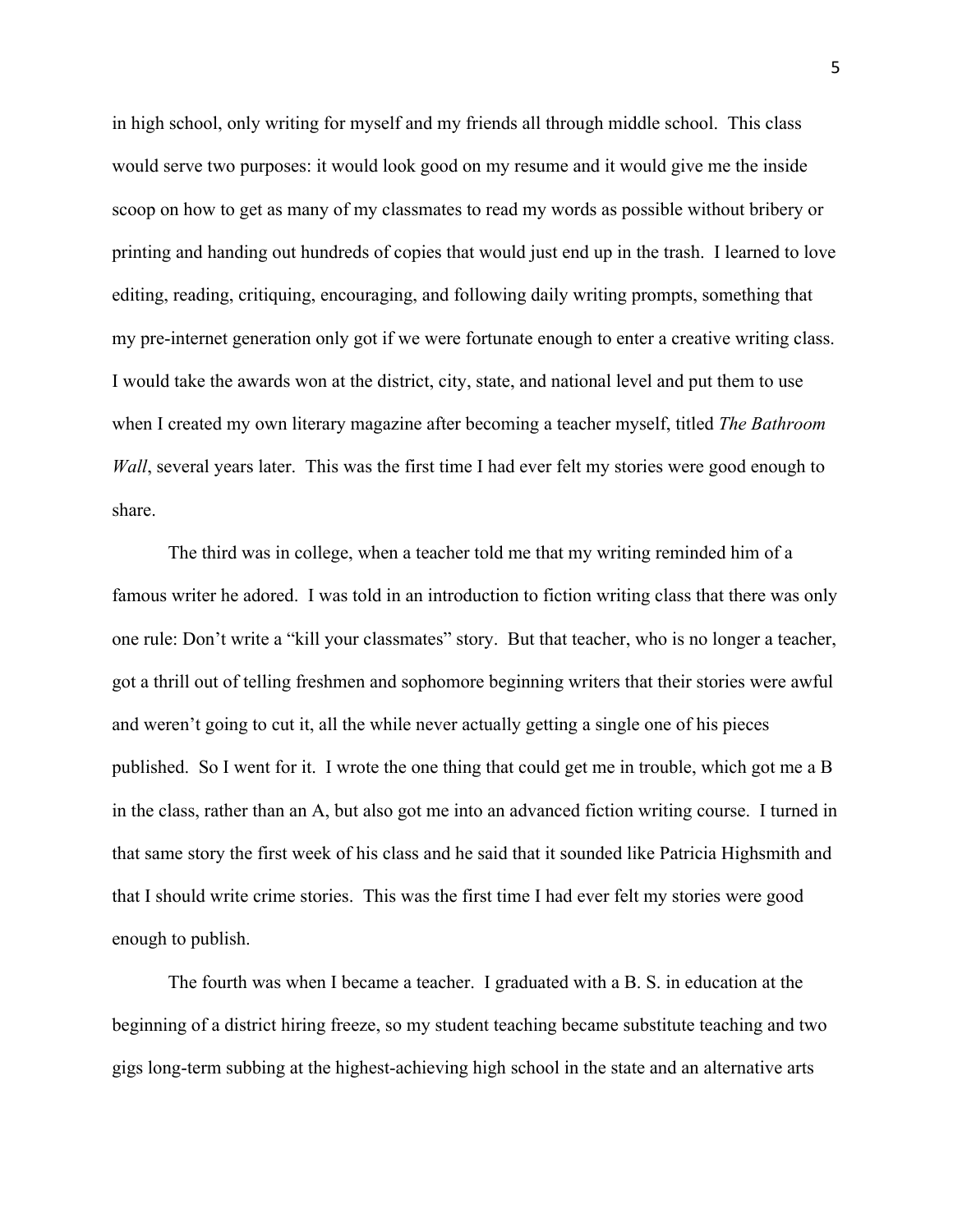in high school, only writing for myself and my friends all through middle school. This class would serve two purposes: it would look good on my resume and it would give me the inside scoop on how to get as many of my classmates to read my words as possible without bribery or printing and handing out hundreds of copies that would just end up in the trash. I learned to love editing, reading, critiquing, encouraging, and following daily writing prompts, something that my pre-internet generation only got if we were fortunate enough to enter a creative writing class. I would take the awards won at the district, city, state, and national level and put them to use when I created my own literary magazine after becoming a teacher myself, titled *The Bathroom Wall*, several years later. This was the first time I had ever felt my stories were good enough to share.

The third was in college, when a teacher told me that my writing reminded him of a famous writer he adored. I was told in an introduction to fiction writing class that there was only one rule: Don't write a "kill your classmates" story. But that teacher, who is no longer a teacher, got a thrill out of telling freshmen and sophomore beginning writers that their stories were awful and weren't going to cut it, all the while never actually getting a single one of his pieces published. So I went for it. I wrote the one thing that could get me in trouble, which got me a B in the class, rather than an A, but also got me into an advanced fiction writing course. I turned in that same story the first week of his class and he said that it sounded like Patricia Highsmith and that I should write crime stories. This was the first time I had ever felt my stories were good enough to publish.

The fourth was when I became a teacher. I graduated with a B. S. in education at the beginning of a district hiring freeze, so my student teaching became substitute teaching and two gigs long-term subbing at the highest-achieving high school in the state and an alternative arts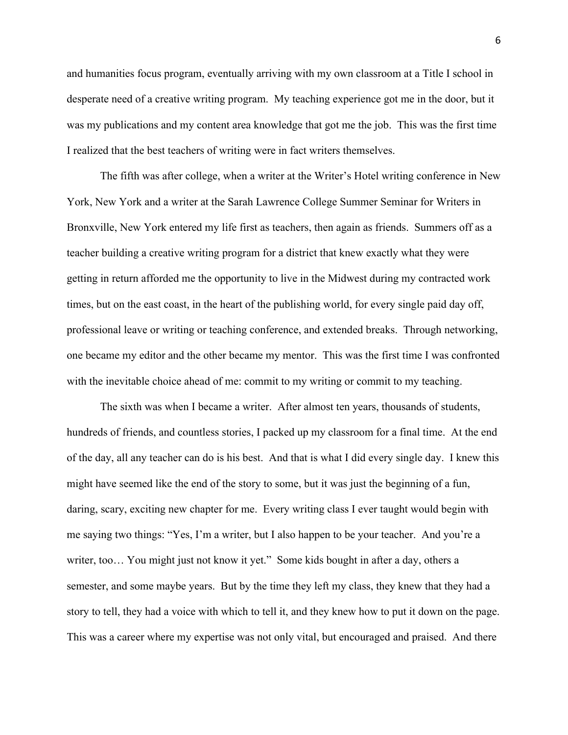and humanities focus program, eventually arriving with my own classroom at a Title I school in desperate need of a creative writing program. My teaching experience got me in the door, but it was my publications and my content area knowledge that got me the job. This was the first time I realized that the best teachers of writing were in fact writers themselves.

The fifth was after college, when a writer at the Writer's Hotel writing conference in New York, New York and a writer at the Sarah Lawrence College Summer Seminar for Writers in Bronxville, New York entered my life first as teachers, then again as friends. Summers off as a teacher building a creative writing program for a district that knew exactly what they were getting in return afforded me the opportunity to live in the Midwest during my contracted work times, but on the east coast, in the heart of the publishing world, for every single paid day off, professional leave or writing or teaching conference, and extended breaks. Through networking, one became my editor and the other became my mentor. This was the first time I was confronted with the inevitable choice ahead of me: commit to my writing or commit to my teaching.

The sixth was when I became a writer. After almost ten years, thousands of students, hundreds of friends, and countless stories, I packed up my classroom for a final time. At the end of the day, all any teacher can do is his best. And that is what I did every single day. I knew this might have seemed like the end of the story to some, but it was just the beginning of a fun, daring, scary, exciting new chapter for me. Every writing class I ever taught would begin with me saying two things: "Yes, I'm a writer, but I also happen to be your teacher. And you're a writer, too… You might just not know it yet." Some kids bought in after a day, others a semester, and some maybe years. But by the time they left my class, they knew that they had a story to tell, they had a voice with which to tell it, and they knew how to put it down on the page. This was a career where my expertise was not only vital, but encouraged and praised. And there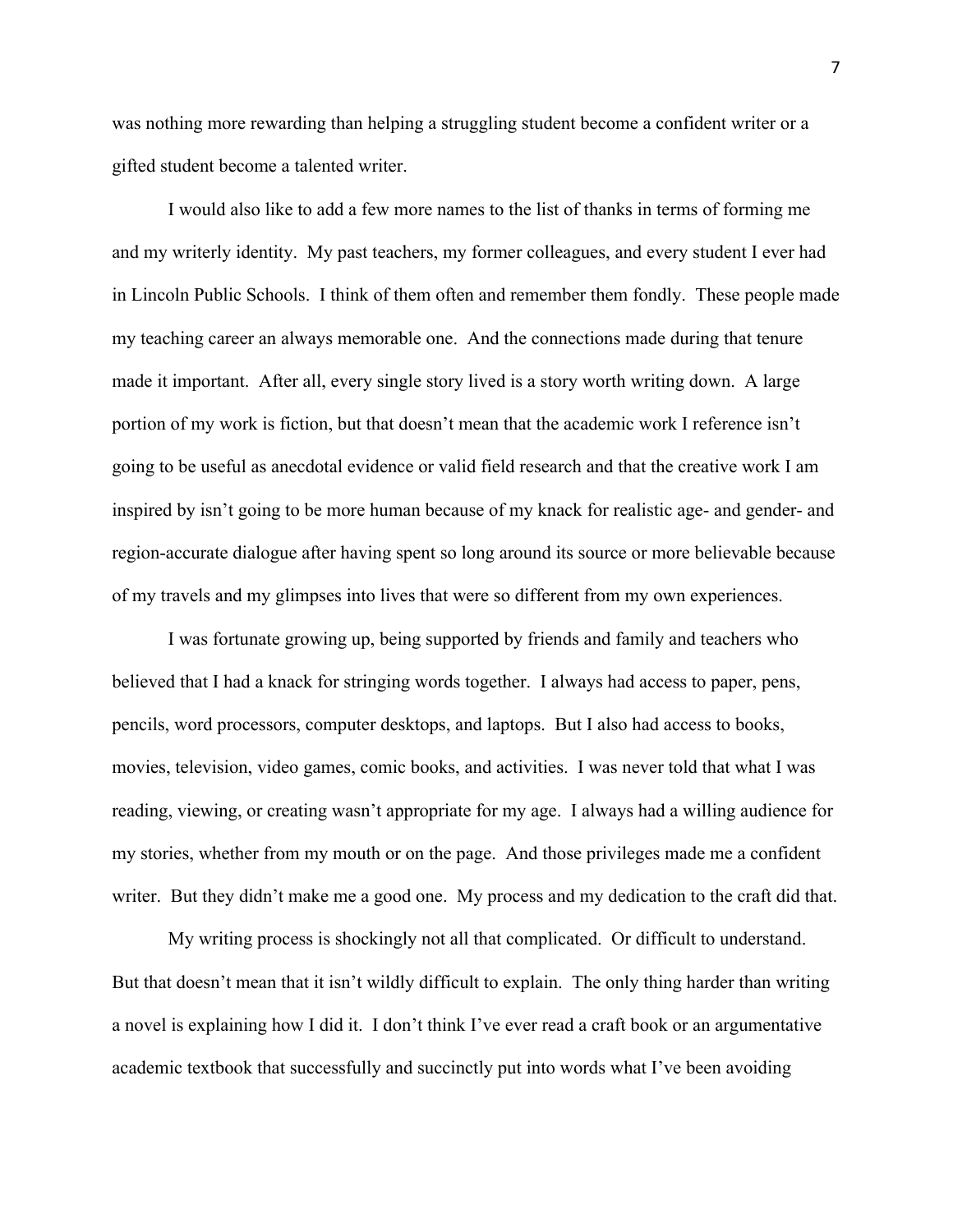was nothing more rewarding than helping a struggling student become a confident writer or a gifted student become a talented writer.

I would also like to add a few more names to the list of thanks in terms of forming me and my writerly identity. My past teachers, my former colleagues, and every student I ever had in Lincoln Public Schools. I think of them often and remember them fondly. These people made my teaching career an always memorable one. And the connections made during that tenure made it important. After all, every single story lived is a story worth writing down. A large portion of my work is fiction, but that doesn't mean that the academic work I reference isn't going to be useful as anecdotal evidence or valid field research and that the creative work I am inspired by isn't going to be more human because of my knack for realistic age- and gender- and region-accurate dialogue after having spent so long around its source or more believable because of my travels and my glimpses into lives that were so different from my own experiences.

I was fortunate growing up, being supported by friends and family and teachers who believed that I had a knack for stringing words together. I always had access to paper, pens, pencils, word processors, computer desktops, and laptops. But I also had access to books, movies, television, video games, comic books, and activities. I was never told that what I was reading, viewing, or creating wasn't appropriate for my age. I always had a willing audience for my stories, whether from my mouth or on the page. And those privileges made me a confident writer. But they didn't make me a good one. My process and my dedication to the craft did that.

My writing process is shockingly not all that complicated. Or difficult to understand. But that doesn't mean that it isn't wildly difficult to explain. The only thing harder than writing a novel is explaining how I did it. I don't think I've ever read a craft book or an argumentative academic textbook that successfully and succinctly put into words what I've been avoiding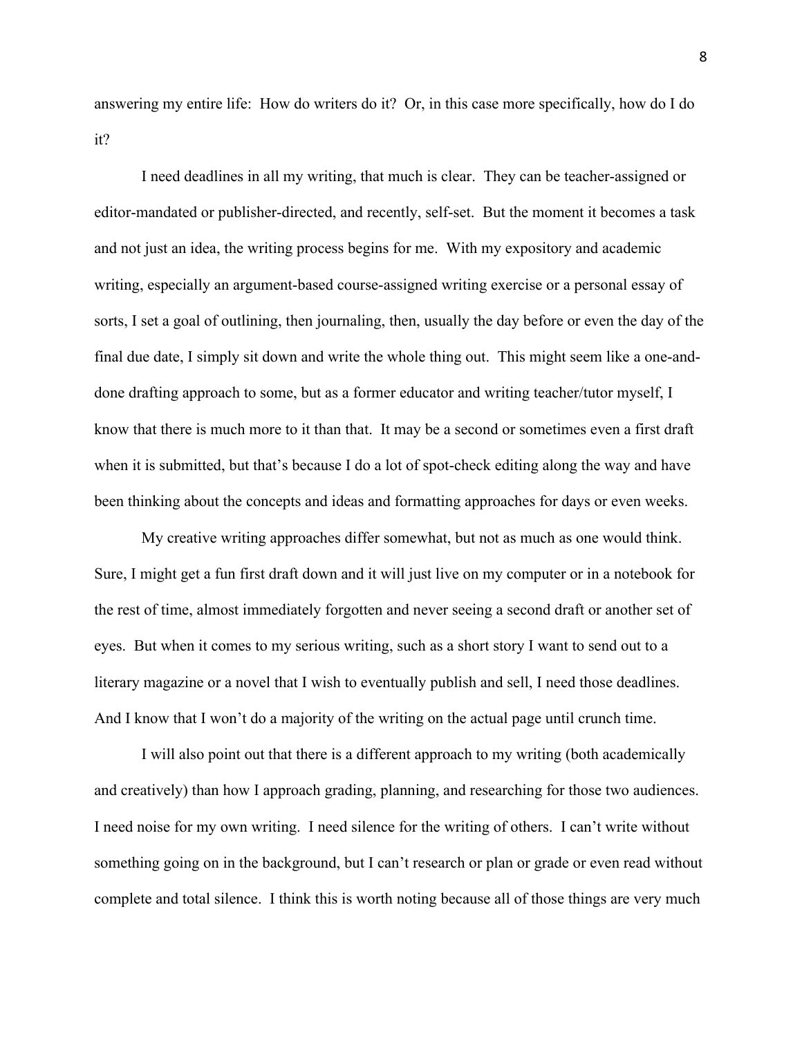answering my entire life: How do writers do it? Or, in this case more specifically, how do I do it?

I need deadlines in all my writing, that much is clear. They can be teacher-assigned or editor-mandated or publisher-directed, and recently, self-set. But the moment it becomes a task and not just an idea, the writing process begins for me. With my expository and academic writing, especially an argument-based course-assigned writing exercise or a personal essay of sorts, I set a goal of outlining, then journaling, then, usually the day before or even the day of the final due date, I simply sit down and write the whole thing out. This might seem like a one-and-done drafting approach to some, but as a former educator and writing teacher/tutor myself, I know that there is much more to it than that. It may be a second or sometimes even a first draft when it is submitted, but that's because I do a lot of spot-check editing along the way and have been thinking about the concepts and ideas and formatting approaches for days or even weeks.

My creative writing approaches differ somewhat, but not as much as one would think. Sure, I might get a fun first draft down and it will just live on my computer or in a notebook for the rest of time, almost immediately forgotten and never seeing a second draft or another set of eyes. But when it comes to my serious writing, such as a short story I want to send out to a literary magazine or a novel that I wish to eventually publish and sell, I need those deadlines. And I know that I won't do a majority of the writing on the actual page until crunch time.

I will also point out that there is a different approach to my writing (both academically and creatively) than how I approach grading, planning, and researching for those two audiences. I need noise for my own writing. I need silence for the writing of others. I can't write without something going on in the background, but I can't research or plan or grade or even read without complete and total silence. I think this is worth noting because all of those things are very much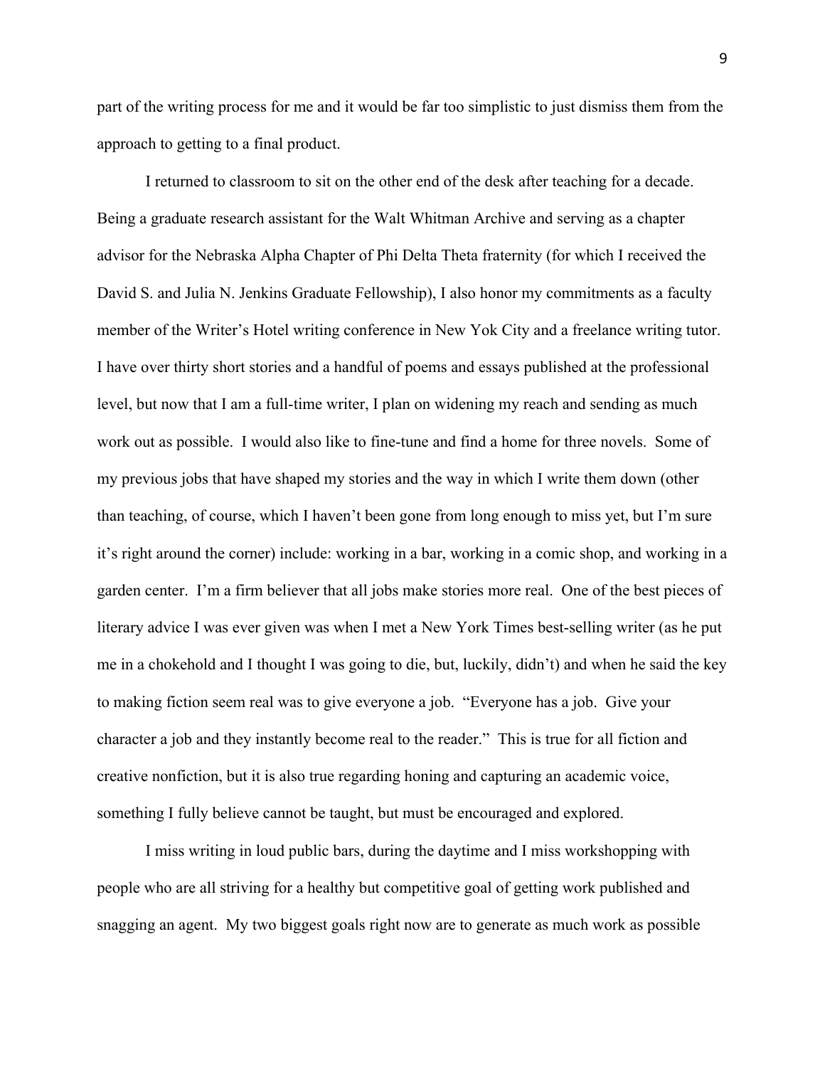part of the writing process for me and it would be far too simplistic to just dismiss them from the approach to getting to a final product.

I returned to classroom to sit on the other end of the desk after teaching for a decade. Being a graduate research assistant for the Walt Whitman Archive and serving as a chapter advisor for the Nebraska Alpha Chapter of Phi Delta Theta fraternity (for which I received the David S. and Julia N. Jenkins Graduate Fellowship), I also honor my commitments as a faculty member of the Writer's Hotel writing conference in New Yok City and a freelance writing tutor. I have over thirty short stories and a handful of poems and essays published at the professional level, but now that I am a full-time writer, I plan on widening my reach and sending as much work out as possible. I would also like to fine-tune and find a home for three novels. Some of my previous jobs that have shaped my stories and the way in which I write them down (other than teaching, of course, which I haven't been gone from long enough to miss yet, but I'm sure it's right around the corner) include: working in a bar, working in a comic shop, and working in a garden center. I'm a firm believer that all jobs make stories more real. One of the best pieces of literary advice I was ever given was when I met a New York Times best-selling writer (as he put me in a chokehold and I thought I was going to die, but, luckily, didn't) and when he said the key to making fiction seem real was to give everyone a job. "Everyone has a job. Give your character a job and they instantly become real to the reader." This is true for all fiction and creative nonfiction, but it is also true regarding honing and capturing an academic voice, something I fully believe cannot be taught, but must be encouraged and explored.

I miss writing in loud public bars, during the daytime and I miss workshopping with people who are all striving for a healthy but competitive goal of getting work published and snagging an agent. My two biggest goals right now are to generate as much work as possible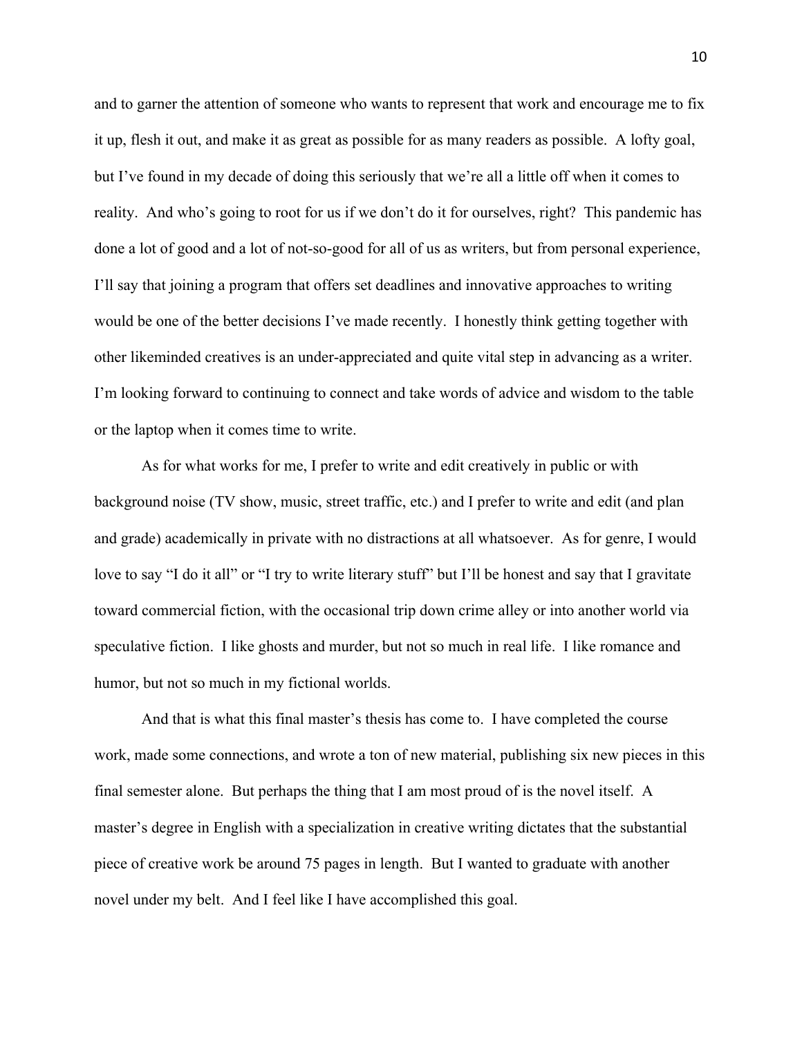and to garner the attention of someone who wants to represent that work and encourage me to fix it up, flesh it out, and make it as great as possible for as many readers as possible. A lofty goal, but I've found in my decade of doing this seriously that we're all a little off when it comes to reality. And who's going to root for us if we don't do it for ourselves, right? This pandemic has done a lot of good and a lot of not-so-good for all of us as writers, but from personal experience, I'll say that joining a program that offers set deadlines and innovative approaches to writing would be one of the better decisions I've made recently. I honestly think getting together with other likeminded creatives is an under-appreciated and quite vital step in advancing as a writer. I'm looking forward to continuing to connect and take words of advice and wisdom to the table or the laptop when it comes time to write.

As for what works for me, I prefer to write and edit creatively in public or with background noise (TV show, music, street traffic, etc.) and I prefer to write and edit (and plan and grade) academically in private with no distractions at all whatsoever. As for genre, I would love to say "I do it all" or "I try to write literary stuff" but I'll be honest and say that I gravitate toward commercial fiction, with the occasional trip down crime alley or into another world via speculative fiction. I like ghosts and murder, but not so much in real life. I like romance and humor, but not so much in my fictional worlds.

And that is what this final master's thesis has come to. I have completed the course work, made some connections, and wrote a ton of new material, publishing six new pieces in this final semester alone. But perhaps the thing that I am most proud of is the novel itself. A master's degree in English with a specialization in creative writing dictates that the substantial piece of creative work be around 75 pages in length. But I wanted to graduate with another novel under my belt. And I feel like I have accomplished this goal.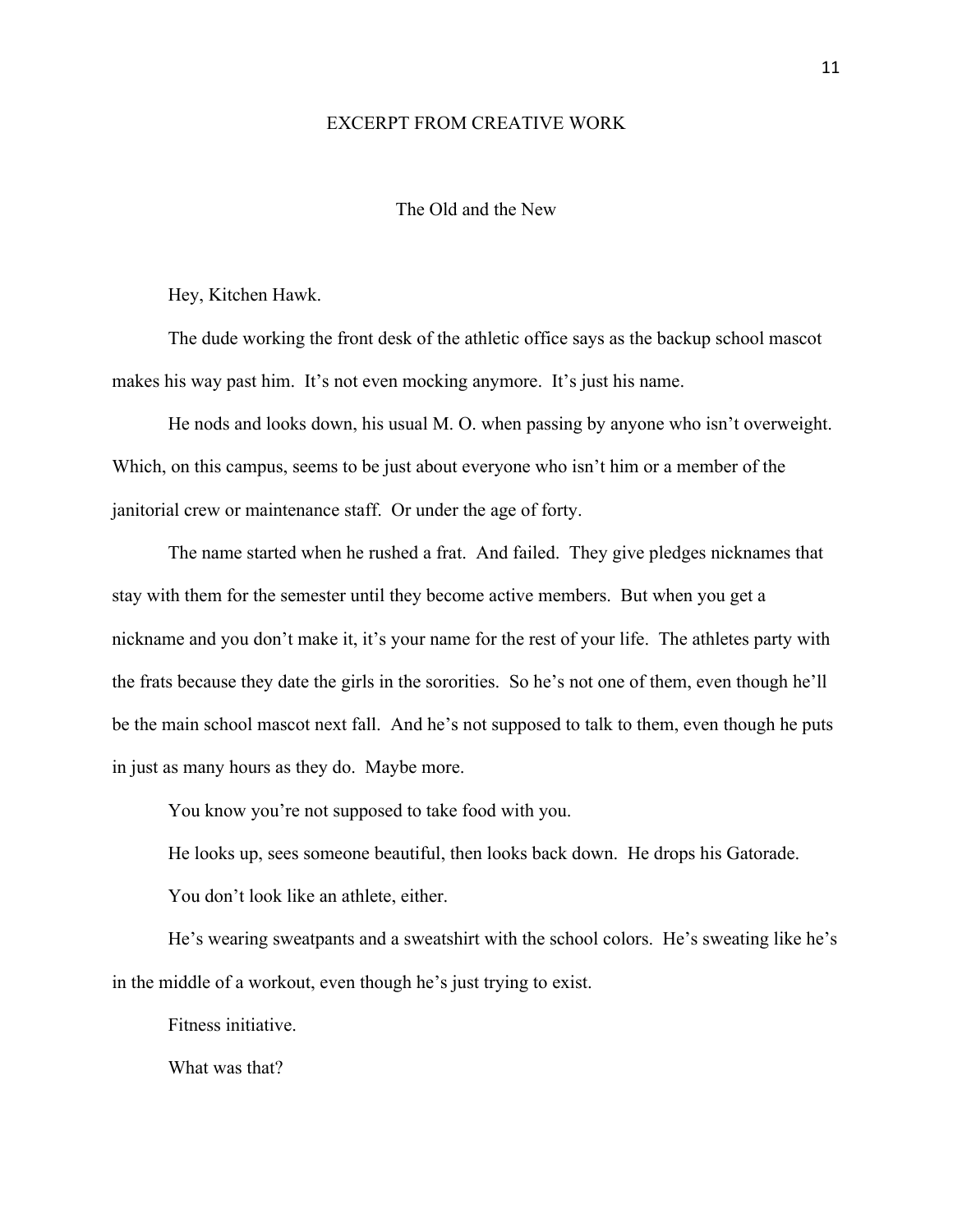# EXCERPT FROM CREATIVE WORK

## The Old and the New

Hey, Kitchen Hawk.

The dude working the front desk of the athletic office says as the backup school mascot makes his way past him.  It's not even mocking anymore.  It's just his name.

He nods and looks down, his usual M. O. when passing by anyone who isn't overweight. Which, on this campus, seems to be just about everyone who isn't him or a member of the janitorial crew or maintenance staff.  Or under the age of forty.

The name started when he rushed a frat.  And failed.  They give pledges nicknames that stay with them for the semester until they become active members.  But when you get a nickname and you don't make it, it's your name for the rest of your life.  The athletes party with the frats because they date the girls in the sororities.  So he's not one of them, even though he'll be the main school mascot next fall.  And he's not supposed to talk to them, even though he puts in just as many hours as they do.  Maybe more.

You know you're not supposed to take food with you.

He looks up, sees someone beautiful, then looks back down.  He drops his Gatorade.

You don't look like an athlete, either.

He's wearing sweatpants and a sweatshirt with the school colors.  He's sweating like he's in the middle of a workout, even though he's just trying to exist.

Fitness initiative.

What was that?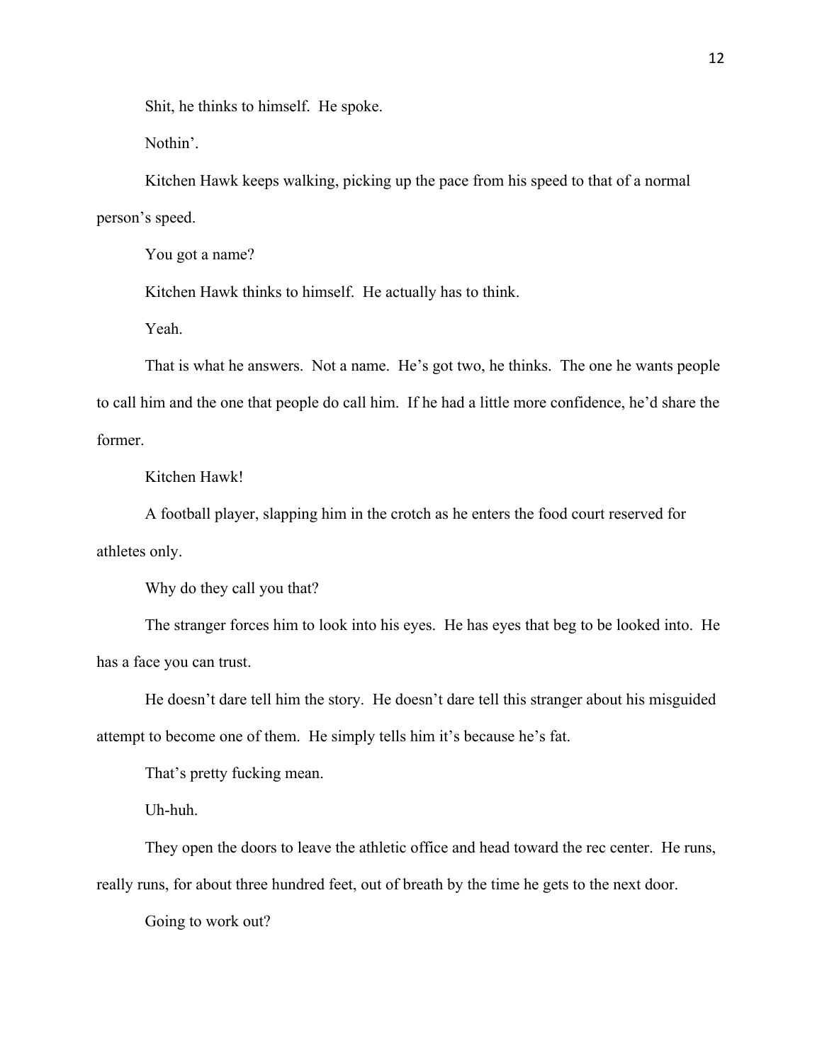Shit, he thinks to himself. He spoke.

Nothin'.

Kitchen Hawk keeps walking, picking up the pace from his speed to that of a normal person's speed.

You got a name?

Kitchen Hawk thinks to himself. He actually has to think.

Yeah.

That is what he answers. Not a name. He's got two, he thinks. The one he wants people to call him and the one that people do call him. If he had a little more confidence, he'd share the former.

Kitchen Hawk!

A football player, slapping him in the crotch as he enters the food court reserved for athletes only.

Why do they call you that?

The stranger forces him to look into his eyes. He has eyes that beg to be looked into. He has a face you can trust.

He doesn't dare tell him the story. He doesn't dare tell this stranger about his misguided attempt to become one of them. He simply tells him it's because he's fat.

That's pretty fucking mean.

Uh-huh.

They open the doors to leave the athletic office and head toward the rec center. He runs, really runs, for about three hundred feet, out of breath by the time he gets to the next door.

Going to work out?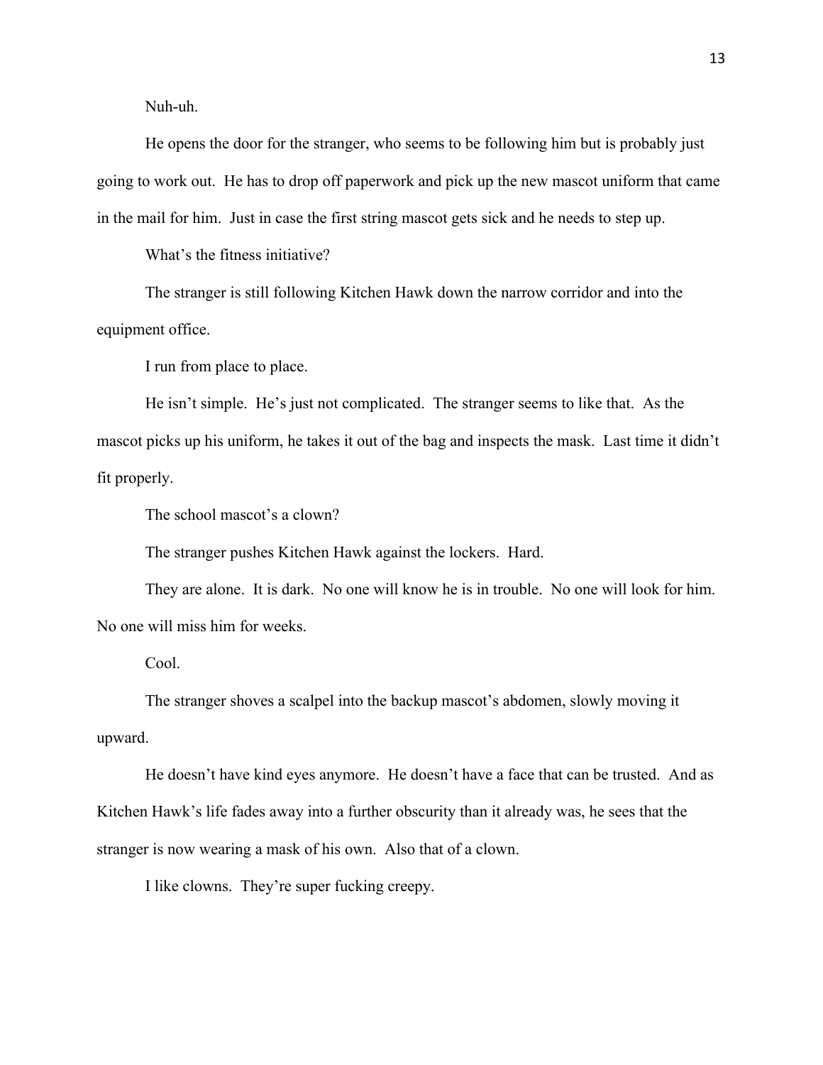Nuh-uh.

He opens the door for the stranger, who seems to be following him but is probably just going to work out. He has to drop off paperwork and pick up the new mascot uniform that came in the mail for him. Just in case the first string mascot gets sick and he needs to step up.

What's the fitness initiative?

The stranger is still following Kitchen Hawk down the narrow corridor and into the equipment office.

I run from place to place.

He isn't simple. He's just not complicated. The stranger seems to like that. As the mascot picks up his uniform, he takes it out of the bag and inspects the mask. Last time it didn't fit properly.

The school mascot's a clown?

The stranger pushes Kitchen Hawk against the lockers. Hard.

They are alone. It is dark. No one will know he is in trouble. No one will look for him. No one will miss him for weeks.

Cool.

The stranger shoves a scalpel into the backup mascot's abdomen, slowly moving it upward.

He doesn't have kind eyes anymore. He doesn't have a face that can be trusted. And as Kitchen Hawk's life fades away into a further obscurity than it already was, he sees that the stranger is now wearing a mask of his own. Also that of a clown.

I like clowns. They're super fucking creepy.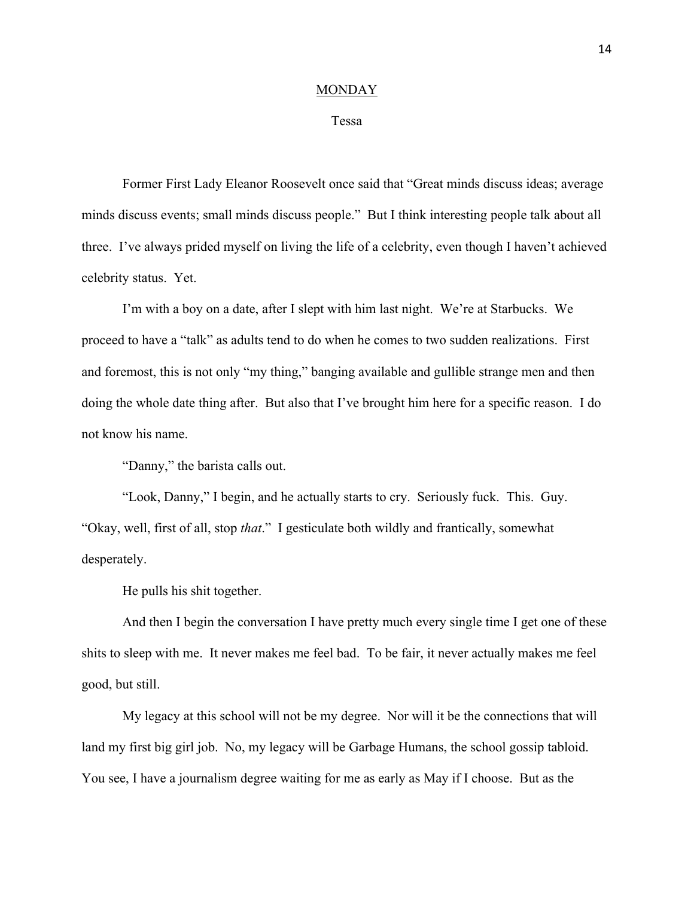## MONDAY

### Tessa

Former First Lady Eleanor Roosevelt once said that "Great minds discuss ideas; average minds discuss events; small minds discuss people." But I think interesting people talk about all three. I've always prided myself on living the life of a celebrity, even though I haven't achieved celebrity status. Yet.

I'm with a boy on a date, after I slept with him last night. We're at Starbucks. We proceed to have a "talk" as adults tend to do when he comes to two sudden realizations. First and foremost, this is not only "my thing," banging available and gullible strange men and then doing the whole date thing after. But also that I've brought him here for a specific reason. I do not know his name.

"Danny," the barista calls out.

"Look, Danny," I begin, and he actually starts to cry. Seriously fuck. This. Guy. "Okay, well, first of all, stop *that*." I gesticulate both wildly and frantically, somewhat desperately.

He pulls his shit together.

And then I begin the conversation I have pretty much every single time I get one of these shits to sleep with me. It never makes me feel bad. To be fair, it never actually makes me feel good, but still.

My legacy at this school will not be my degree. Nor will it be the connections that will land my first big girl job. No, my legacy will be Garbage Humans, the school gossip tabloid. You see, I have a journalism degree waiting for me as early as May if I choose. But as the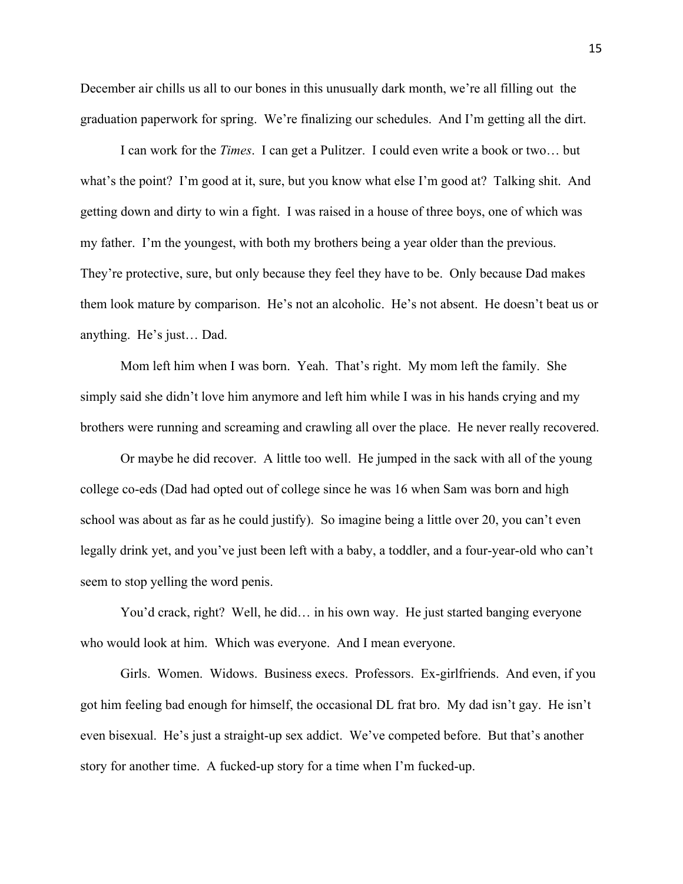December air chills us all to our bones in this unusually dark month, we're all filling out  the graduation paperwork for spring.  We're finalizing our schedules.  And I'm getting all the dirt.

I can work for the *Times*.  I can get a Pulitzer.  I could even write a book or two… but what's the point?  I'm good at it, sure, but you know what else I'm good at?  Talking shit.  And getting down and dirty to win a fight.  I was raised in a house of three boys, one of which was my father.  I'm the youngest, with both my brothers being a year older than the previous.  They're protective, sure, but only because they feel they have to be.  Only because Dad makes them look mature by comparison.  He's not an alcoholic.  He's not absent.  He doesn't beat us or anything.  He's just… Dad.

Mom left him when I was born.  Yeah.  That's right.  My mom left the family.  She simply said she didn't love him anymore and left him while I was in his hands crying and my brothers were running and screaming and crawling all over the place.  He never really recovered.

Or maybe he did recover.  A little too well.  He jumped in the sack with all of the young college co-eds (Dad had opted out of college since he was 16 when Sam was born and high school was about as far as he could justify).  So imagine being a little over 20, you can't even legally drink yet, and you've just been left with a baby, a toddler, and a four-year-old who can't seem to stop yelling the word penis.

You'd crack, right?  Well, he did… in his own way.  He just started banging everyone who would look at him.  Which was everyone.  And I mean everyone.

Girls.  Women.  Widows.  Business execs.  Professors.  Ex-girlfriends.  And even, if you got him feeling bad enough for himself, the occasional DL frat bro.  My dad isn't gay.  He isn't even bisexual.  He's just a straight-up sex addict.  We've competed before.  But that's another story for another time.  A fucked-up story for a time when I'm fucked-up.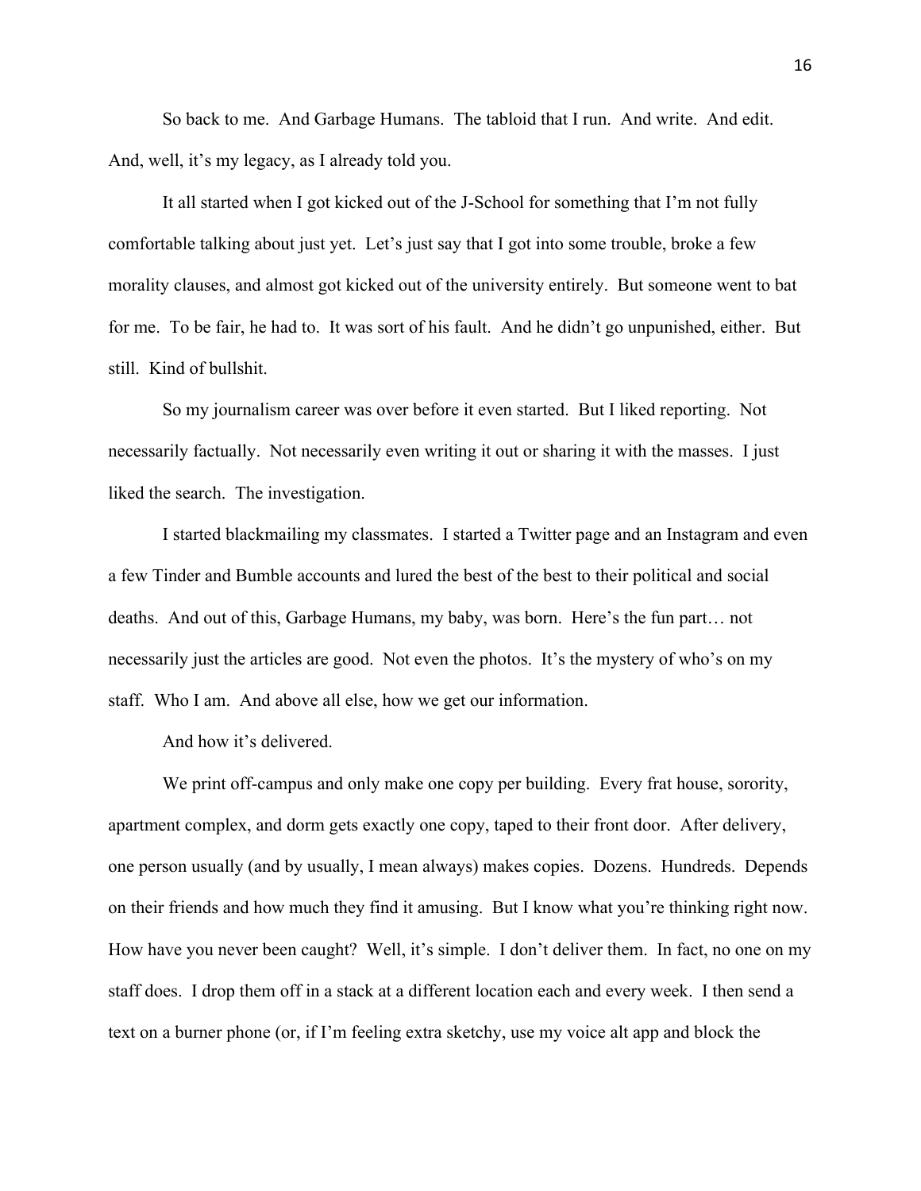So back to me. And Garbage Humans. The tabloid that I run. And write. And edit. And, well, it's my legacy, as I already told you.

It all started when I got kicked out of the J-School for something that I'm not fully comfortable talking about just yet. Let's just say that I got into some trouble, broke a few morality clauses, and almost got kicked out of the university entirely. But someone went to bat for me. To be fair, he had to. It was sort of his fault. And he didn't go unpunished, either. But still. Kind of bullshit.

So my journalism career was over before it even started. But I liked reporting. Not necessarily factually. Not necessarily even writing it out or sharing it with the masses. I just liked the search. The investigation.

I started blackmailing my classmates. I started a Twitter page and an Instagram and even a few Tinder and Bumble accounts and lured the best of the best to their political and social deaths. And out of this, Garbage Humans, my baby, was born. Here's the fun part… not necessarily just the articles are good. Not even the photos. It's the mystery of who's on my staff. Who I am. And above all else, how we get our information.

And how it's delivered.

We print off-campus and only make one copy per building. Every frat house, sorority, apartment complex, and dorm gets exactly one copy, taped to their front door. After delivery, one person usually (and by usually, I mean always) makes copies. Dozens. Hundreds. Depends on their friends and how much they find it amusing. But I know what you're thinking right now. How have you never been caught? Well, it's simple. I don't deliver them. In fact, no one on my staff does. I drop them off in a stack at a different location each and every week. I then send a text on a burner phone (or, if I'm feeling extra sketchy, use my voice alt app and block the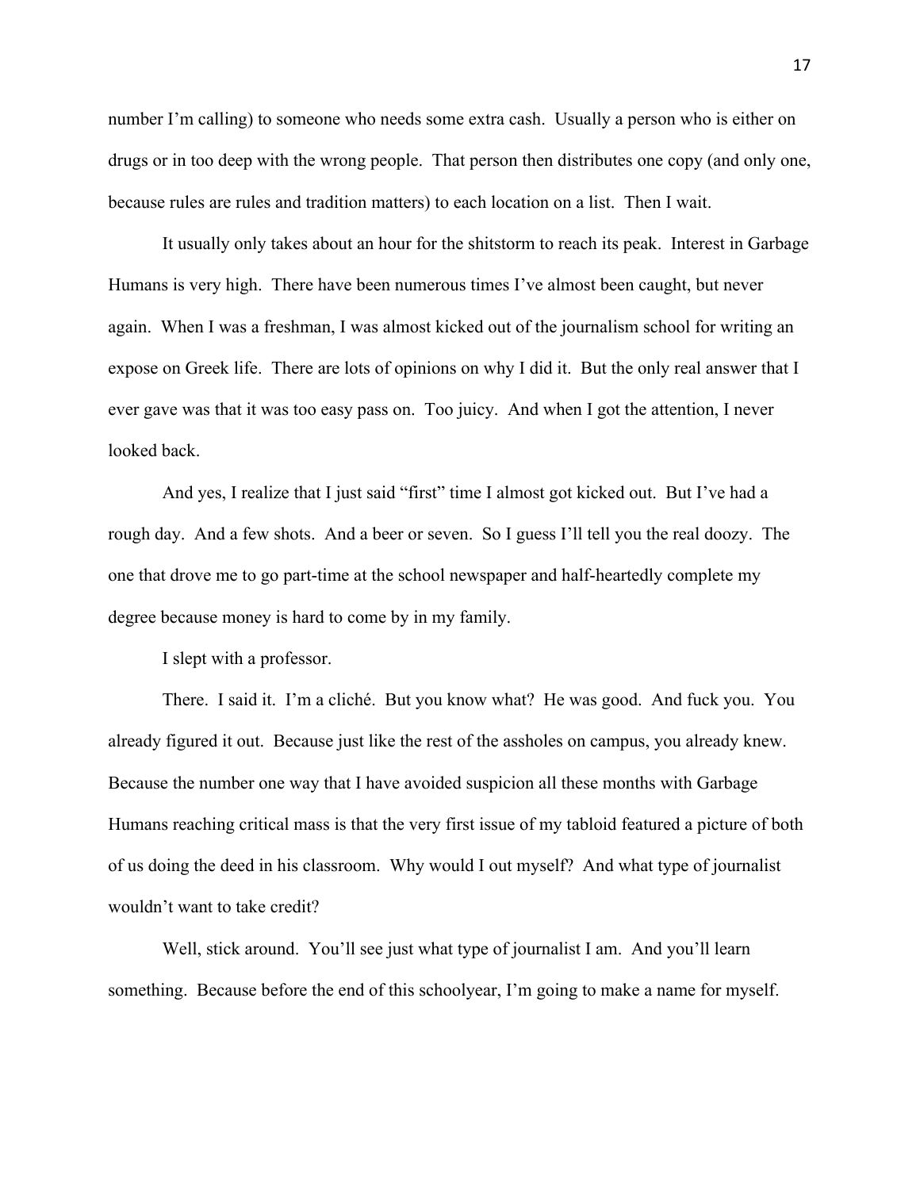number I'm calling) to someone who needs some extra cash. Usually a person who is either on drugs or in too deep with the wrong people. That person then distributes one copy (and only one, because rules are rules and tradition matters) to each location on a list. Then I wait.

It usually only takes about an hour for the shitstorm to reach its peak. Interest in Garbage Humans is very high. There have been numerous times I've almost been caught, but never again. When I was a freshman, I was almost kicked out of the journalism school for writing an expose on Greek life. There are lots of opinions on why I did it. But the only real answer that I ever gave was that it was too easy pass on. Too juicy. And when I got the attention, I never looked back.

And yes, I realize that I just said "first" time I almost got kicked out. But I've had a rough day. And a few shots. And a beer or seven. So I guess I'll tell you the real doozy. The one that drove me to go part-time at the school newspaper and half-heartedly complete my degree because money is hard to come by in my family.

I slept with a professor.

There. I said it. I'm a cliché. But you know what? He was good. And fuck you. You already figured it out. Because just like the rest of the assholes on campus, you already knew. Because the number one way that I have avoided suspicion all these months with Garbage Humans reaching critical mass is that the very first issue of my tabloid featured a picture of both of us doing the deed in his classroom. Why would I out myself? And what type of journalist wouldn't want to take credit?

Well, stick around. You'll see just what type of journalist I am. And you'll learn something. Because before the end of this schoolyear, I'm going to make a name for myself.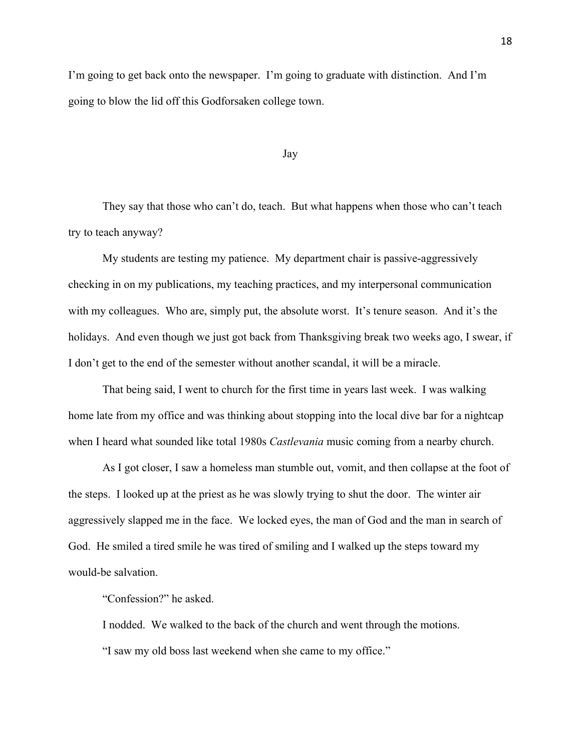I'm going to get back onto the newspaper. I'm going to graduate with distinction. And I'm going to blow the lid off this Godforsaken college town.

## Jay

They say that those who can't do, teach. But what happens when those who can't teach try to teach anyway?

My students are testing my patience. My department chair is passive-aggressively checking in on my publications, my teaching practices, and my interpersonal communication with my colleagues. Who are, simply put, the absolute worst. It's tenure season. And it's the holidays. And even though we just got back from Thanksgiving break two weeks ago, I swear, if I don't get to the end of the semester without another scandal, it will be a miracle.

That being said, I went to church for the first time in years last week. I was walking home late from my office and was thinking about stopping into the local dive bar for a nightcap when I heard what sounded like total 1980s *Castlevania* music coming from a nearby church.

As I got closer, I saw a homeless man stumble out, vomit, and then collapse at the foot of the steps. I looked up at the priest as he was slowly trying to shut the door. The winter air aggressively slapped me in the face. We locked eyes, the man of God and the man in search of God. He smiled a tired smile he was tired of smiling and I walked up the steps toward my would-be salvation.

"Confession?" he asked.

I nodded. We walked to the back of the church and went through the motions.

"I saw my old boss last weekend when she came to my office."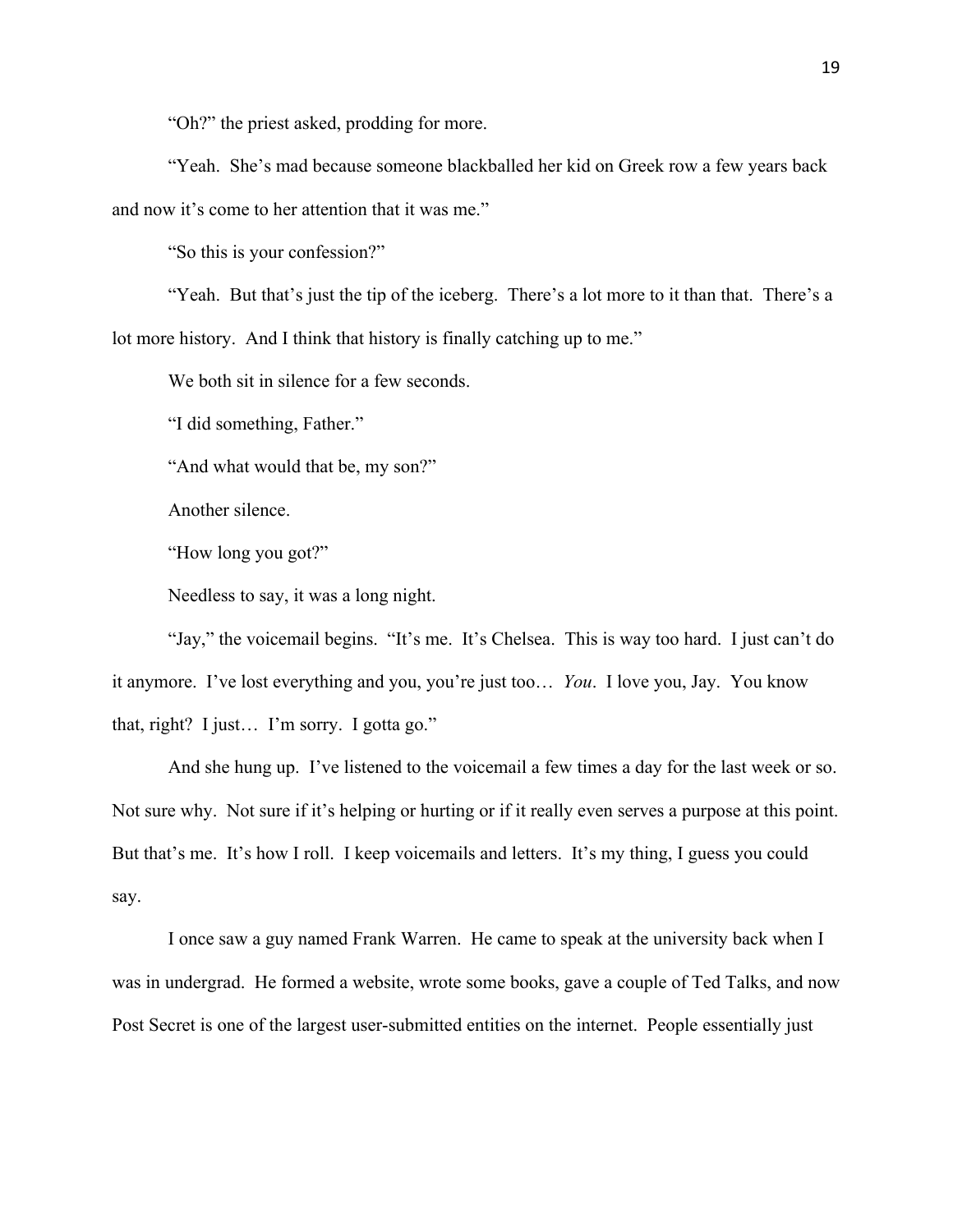"Oh?" the priest asked, prodding for more.

"Yeah. She's mad because someone blackballed her kid on Greek row a few years back and now it's come to her attention that it was me."

"So this is your confession?"

"Yeah. But that's just the tip of the iceberg. There's a lot more to it than that. There's a lot more history. And I think that history is finally catching up to me."

We both sit in silence for a few seconds.

"I did something, Father."

"And what would that be, my son?"

Another silence.

"How long you got?"

Needless to say, it was a long night.

"Jay," the voicemail begins. "It's me. It's Chelsea. This is way too hard. I just can't do it anymore. I've lost everything and you, you're just too… *You*. I love you, Jay. You know that, right? I just… I'm sorry. I gotta go."

And she hung up. I've listened to the voicemail a few times a day for the last week or so. Not sure why. Not sure if it's helping or hurting or if it really even serves a purpose at this point. But that's me. It's how I roll. I keep voicemails and letters. It's my thing, I guess you could say.

I once saw a guy named Frank Warren. He came to speak at the university back when I was in undergrad. He formed a website, wrote some books, gave a couple of Ted Talks, and now Post Secret is one of the largest user-submitted entities on the internet. People essentially just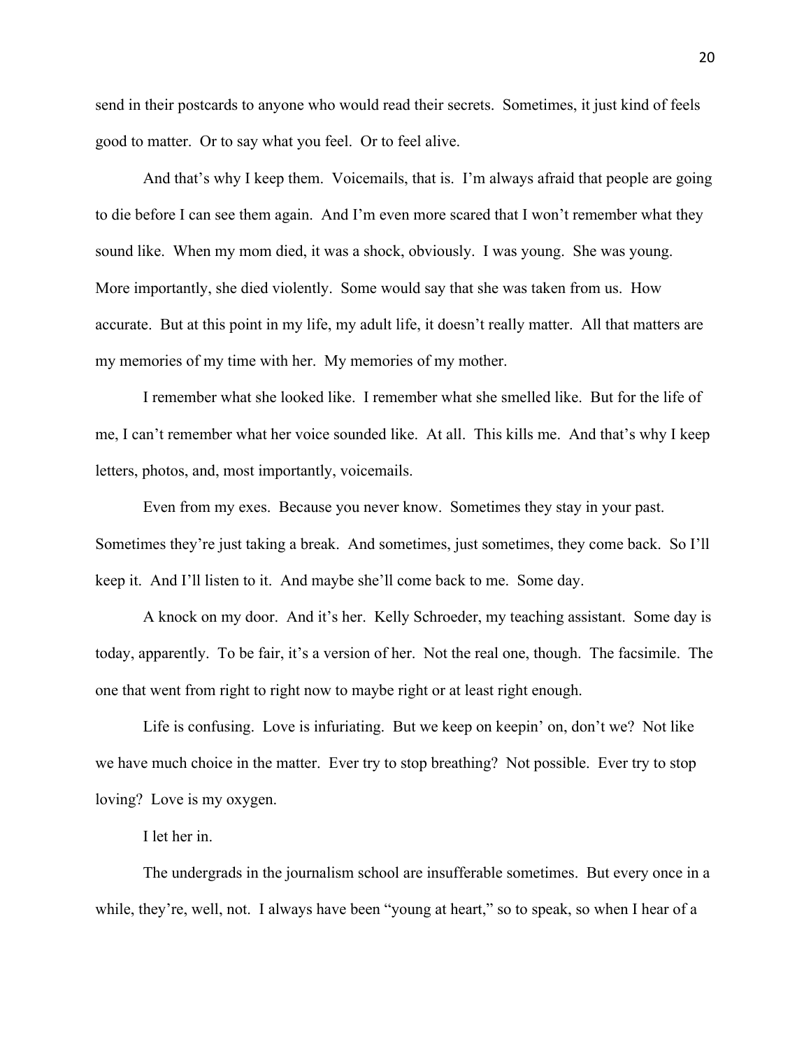send in their postcards to anyone who would read their secrets. Sometimes, it just kind of feels good to matter. Or to say what you feel. Or to feel alive.

And that's why I keep them. Voicemails, that is. I'm always afraid that people are going to die before I can see them again. And I'm even more scared that I won't remember what they sound like. When my mom died, it was a shock, obviously. I was young. She was young. More importantly, she died violently. Some would say that she was taken from us. How accurate. But at this point in my life, my adult life, it doesn't really matter. All that matters are my memories of my time with her. My memories of my mother.

I remember what she looked like. I remember what she smelled like. But for the life of me, I can't remember what her voice sounded like. At all. This kills me. And that's why I keep letters, photos, and, most importantly, voicemails.

Even from my exes. Because you never know. Sometimes they stay in your past. Sometimes they're just taking a break. And sometimes, just sometimes, they come back. So I'll keep it. And I'll listen to it. And maybe she'll come back to me. Some day.

A knock on my door. And it's her. Kelly Schroeder, my teaching assistant. Some day is today, apparently. To be fair, it's a version of her. Not the real one, though. The facsimile. The one that went from right to right now to maybe right or at least right enough.

Life is confusing. Love is infuriating. But we keep on keepin' on, don't we? Not like we have much choice in the matter. Ever try to stop breathing? Not possible. Ever try to stop loving? Love is my oxygen.

I let her in.

The undergrads in the journalism school are insufferable sometimes. But every once in a while, they're, well, not. I always have been "young at heart," so to speak, so when I hear of a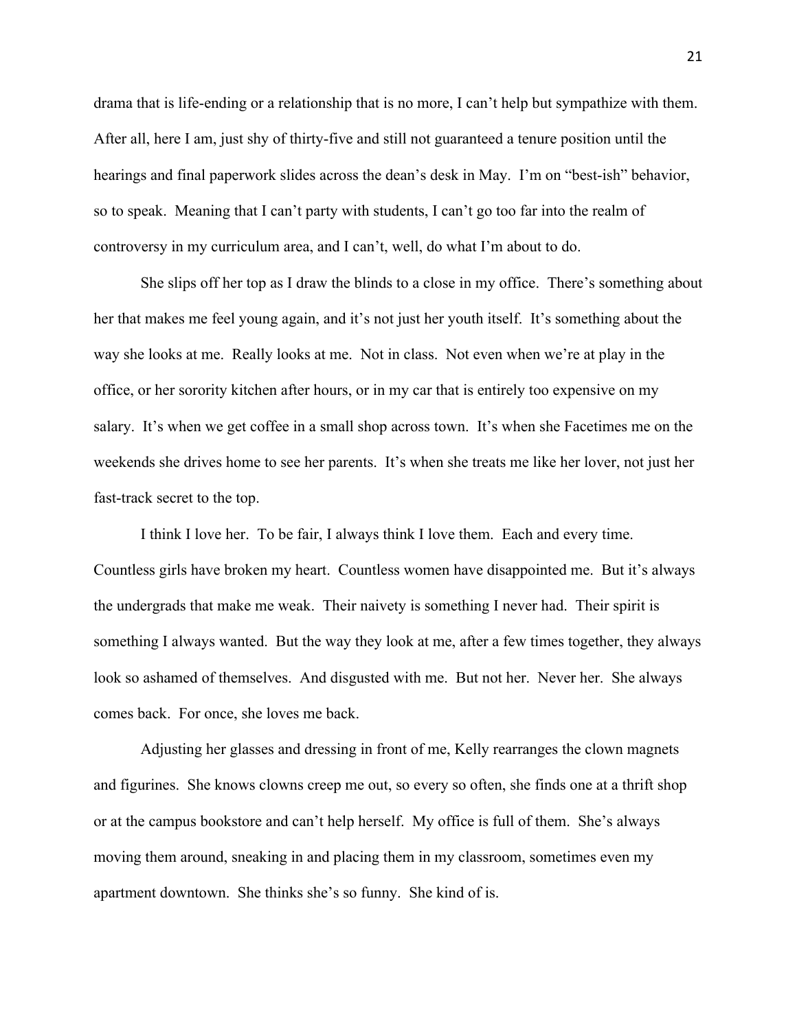drama that is life-ending or a relationship that is no more, I can't help but sympathize with them. After all, here I am, just shy of thirty-five and still not guaranteed a tenure position until the hearings and final paperwork slides across the dean's desk in May. I'm on "best-ish" behavior, so to speak. Meaning that I can't party with students, I can't go too far into the realm of controversy in my curriculum area, and I can't, well, do what I'm about to do.

She slips off her top as I draw the blinds to a close in my office. There's something about her that makes me feel young again, and it's not just her youth itself. It's something about the way she looks at me. Really looks at me. Not in class. Not even when we're at play in the office, or her sorority kitchen after hours, or in my car that is entirely too expensive on my salary. It's when we get coffee in a small shop across town. It's when she Facetimes me on the weekends she drives home to see her parents. It's when she treats me like her lover, not just her fast-track secret to the top.

I think I love her. To be fair, I always think I love them. Each and every time. Countless girls have broken my heart. Countless women have disappointed me. But it's always the undergrads that make me weak. Their naivety is something I never had. Their spirit is something I always wanted. But the way they look at me, after a few times together, they always look so ashamed of themselves. And disgusted with me. But not her. Never her. She always comes back. For once, she loves me back.

Adjusting her glasses and dressing in front of me, Kelly rearranges the clown magnets and figurines. She knows clowns creep me out, so every so often, she finds one at a thrift shop or at the campus bookstore and can't help herself. My office is full of them. She's always moving them around, sneaking in and placing them in my classroom, sometimes even my apartment downtown. She thinks she's so funny. She kind of is.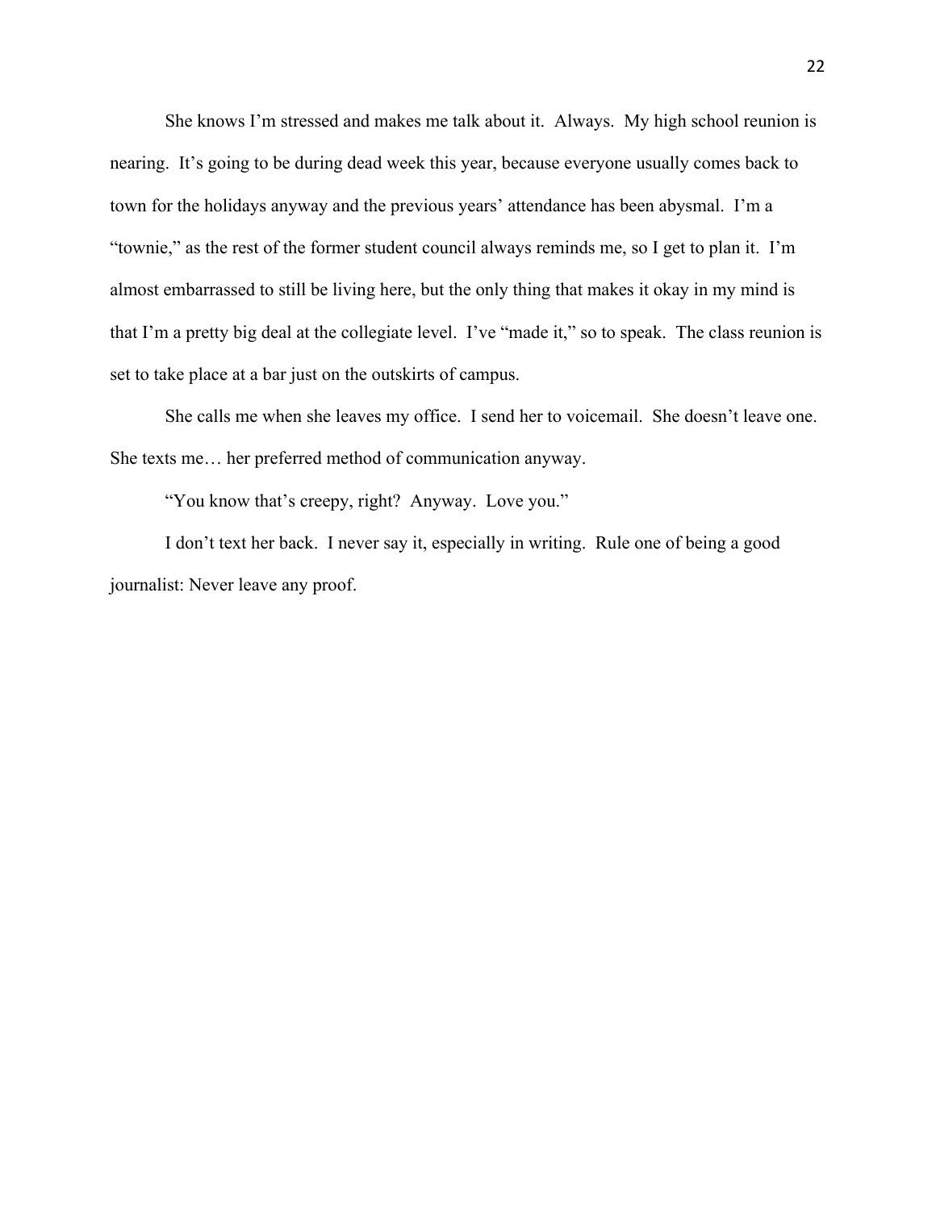She knows I'm stressed and makes me talk about it. Always. My high school reunion is nearing. It's going to be during dead week this year, because everyone usually comes back to town for the holidays anyway and the previous years' attendance has been abysmal. I'm a "townie," as the rest of the former student council always reminds me, so I get to plan it. I'm almost embarrassed to still be living here, but the only thing that makes it okay in my mind is that I'm a pretty big deal at the collegiate level. I've "made it," so to speak. The class reunion is set to take place at a bar just on the outskirts of campus.

She calls me when she leaves my office. I send her to voicemail. She doesn't leave one. She texts me… her preferred method of communication anyway.

"You know that's creepy, right? Anyway. Love you."

I don't text her back. I never say it, especially in writing. Rule one of being a good journalist: Never leave any proof.